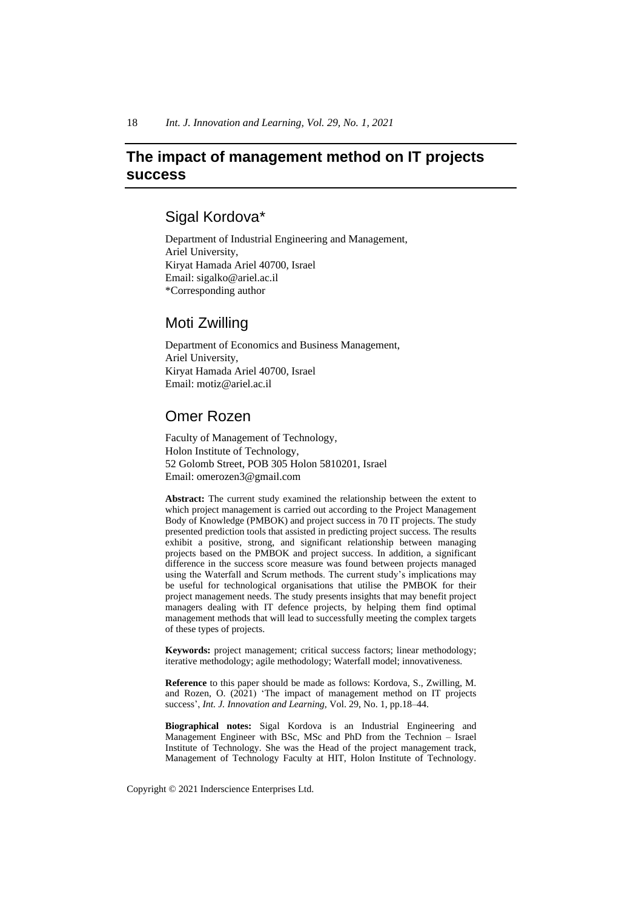# The impact of management method on IT projects success

## Sigal Kordova*

Department of Industrial Engineering and Management,
Ariel University,
Kiryat Hamada Ariel 40700, Israel
Email: sigalko@ariel.ac.il
*Corresponding author

## Moti Zwilling

Department of Economics and Business Management,
Ariel University,
Kiryat Hamada Ariel 40700, Israel
Email: motiz@ariel.ac.il

## Omer Rozen

Faculty of Management of Technology,
Holon Institute of Technology,
52 Golomb Street, POB 305 Holon 5810201, Israel
Email: omerozen3@gmail.com

**Abstract:** The current study examined the relationship between the extent to which project management is carried out according to the Project Management Body of Knowledge (PMBOK) and project success in 70 IT projects. The study presented prediction tools that assisted in predicting project success. The results exhibit a positive, strong, and significant relationship between managing projects based on the PMBOK and project success. In addition, a significant difference in the success score measure was found between projects managed using the Waterfall and Scrum methods. The current study's implications may be useful for technological organisations that utilise the PMBOK for their project management needs. The study presents insights that may benefit project managers dealing with IT defence projects, by helping them find optimal management methods that will lead to successfully meeting the complex targets of these types of projects.

**Keywords:** project management; critical success factors; linear methodology; iterative methodology; agile methodology; Waterfall model; innovativeness.

**Reference** to this paper should be made as follows: Kordova, S., Zwilling, M. and Rozen, O. (2021) 'The impact of management method on IT projects success', *Int. J. Innovation and Learning*, Vol. 29, No. 1, pp.18–44.

**Biographical notes:** Sigal Kordova is an Industrial Engineering and Management Engineer with BSc, MSc and PhD from the Technion – Israel Institute of Technology. She was the Head of the project management track, Management of Technology Faculty at HIT, Holon Institute of Technology.

Copyright © 2021 Inderscience Enterprises Ltd.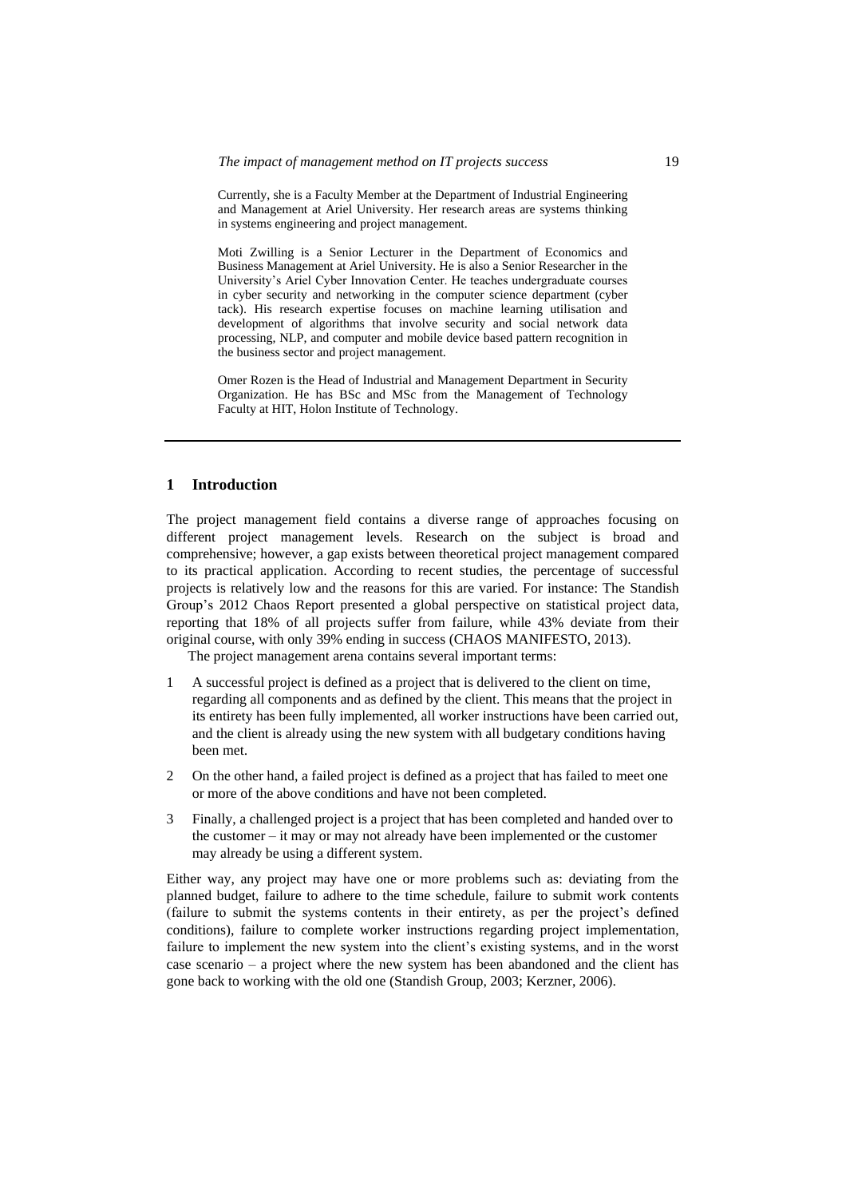Currently, she is a Faculty Member at the Department of Industrial Engineering and Management at Ariel University. Her research areas are systems thinking in systems engineering and project management.

Moti Zwilling is a Senior Lecturer in the Department of Economics and Business Management at Ariel University. He is also a Senior Researcher in the University's Ariel Cyber Innovation Center. He teaches undergraduate courses in cyber security and networking in the computer science department (cyber tack). His research expertise focuses on machine learning utilisation and development of algorithms that involve security and social network data processing, NLP, and computer and mobile device based pattern recognition in the business sector and project management.

Omer Rozen is the Head of Industrial and Management Department in Security Organization. He has BSc and MSc from the Management of Technology Faculty at HIT, Holon Institute of Technology.

## 1 Introduction

The project management field contains a diverse range of approaches focusing on different project management levels. Research on the subject is broad and comprehensive; however, a gap exists between theoretical project management compared to its practical application. According to recent studies, the percentage of successful projects is relatively low and the reasons for this are varied. For instance: The Standish Group's 2012 Chaos Report presented a global perspective on statistical project data, reporting that 18% of all projects suffer from failure, while 43% deviate from their original course, with only 39% ending in success (CHAOS MANIFESTO, 2013).

The project management arena contains several important terms:

1. A successful project is defined as a project that is delivered to the client on time, regarding all components and as defined by the client. This means that the project in its entirety has been fully implemented, all worker instructions have been carried out, and the client is already using the new system with all budgetary conditions having been met.
2. On the other hand, a failed project is defined as a project that has failed to meet one or more of the above conditions and have not been completed.
3. Finally, a challenged project is a project that has been completed and handed over to the customer – it may or may not already have been implemented or the customer may already be using a different system.

Either way, any project may have one or more problems such as: deviating from the planned budget, failure to adhere to the time schedule, failure to submit work contents (failure to submit the systems contents in their entirety, as per the project's defined conditions), failure to complete worker instructions regarding project implementation, failure to implement the new system into the client's existing systems, and in the worst case scenario – a project where the new system has been abandoned and the client has gone back to working with the old one (Standish Group, 2003; Kerzner, 2006).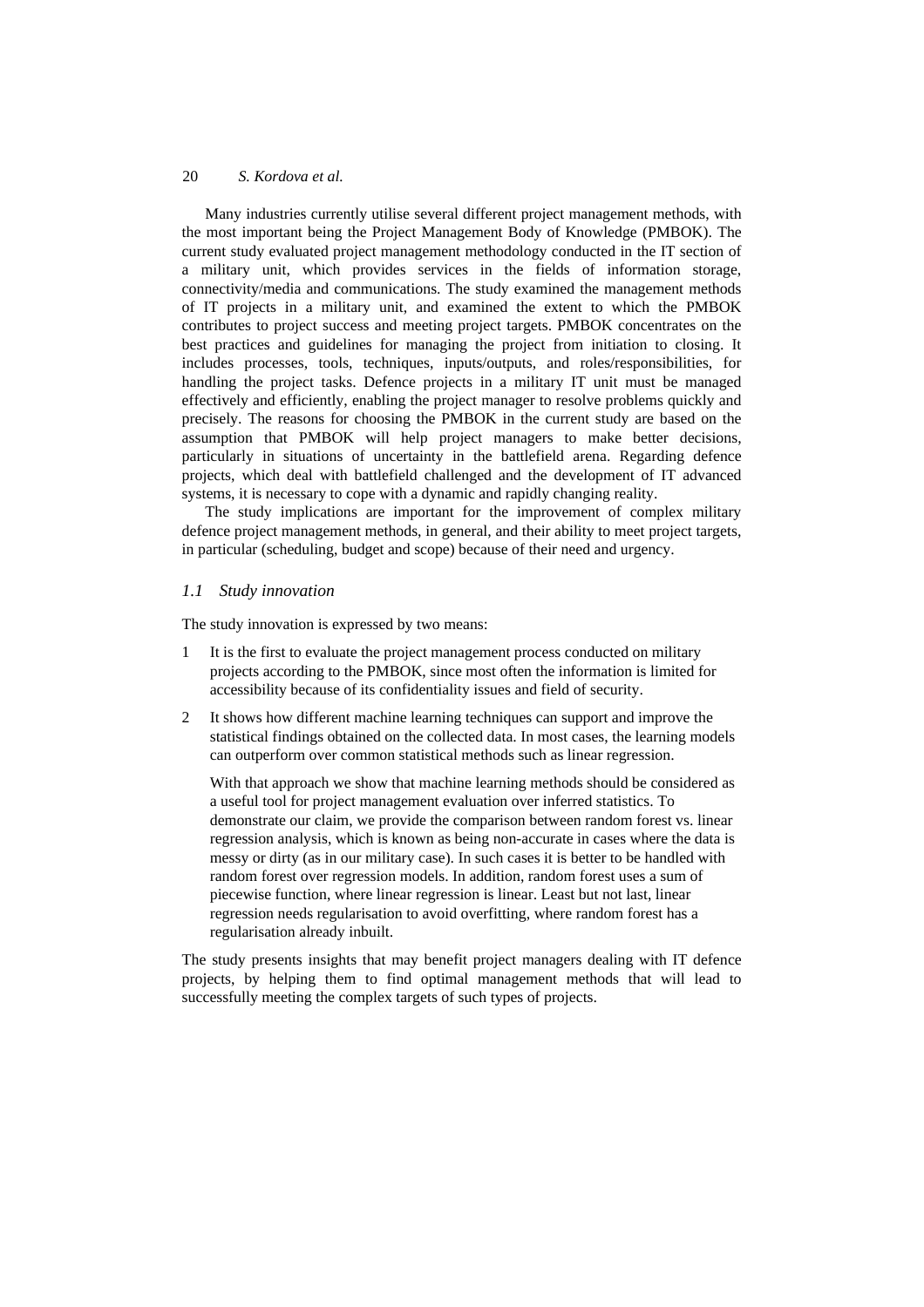Many industries currently utilise several different project management methods, with the most important being the Project Management Body of Knowledge (PMBOK). The current study evaluated project management methodology conducted in the IT section of a military unit, which provides services in the fields of information storage, connectivity/media and communications. The study examined the management methods of IT projects in a military unit, and examined the extent to which the PMBOK contributes to project success and meeting project targets. PMBOK concentrates on the best practices and guidelines for managing the project from initiation to closing. It includes processes, tools, techniques, inputs/outputs, and roles/responsibilities, for handling the project tasks. Defence projects in a military IT unit must be managed effectively and efficiently, enabling the project manager to resolve problems quickly and precisely. The reasons for choosing the PMBOK in the current study are based on the assumption that PMBOK will help project managers to make better decisions, particularly in situations of uncertainty in the battlefield arena. Regarding defence projects, which deal with battlefield challenged and the development of IT advanced systems, it is necessary to cope with a dynamic and rapidly changing reality.

The study implications are important for the improvement of complex military defence project management methods, in general, and their ability to meet project targets, in particular (scheduling, budget and scope) because of their need and urgency.

### *1.1 Study innovation*

The study innovation is expressed by two means:

1. It is the first to evaluate the project management process conducted on military projects according to the PMBOK, since most often the information is limited for accessibility because of its confidentiality issues and field of security.
2. It shows how different machine learning techniques can support and improve the statistical findings obtained on the collected data. In most cases, the learning models can outperform over common statistical methods such as linear regression.

   With that approach we show that machine learning methods should be considered as a useful tool for project management evaluation over inferred statistics. To demonstrate our claim, we provide the comparison between random forest vs. linear regression analysis, which is known as being non-accurate in cases where the data is messy or dirty (as in our military case). In such cases it is better to be handled with random forest over regression models. In addition, random forest uses a sum of piecewise function, where linear regression is linear. Least but not last, linear regression needs regularisation to avoid overfitting, where random forest has a regularisation already inbuilt.

The study presents insights that may benefit project managers dealing with IT defence projects, by helping them to find optimal management methods that will lead to successfully meeting the complex targets of such types of projects.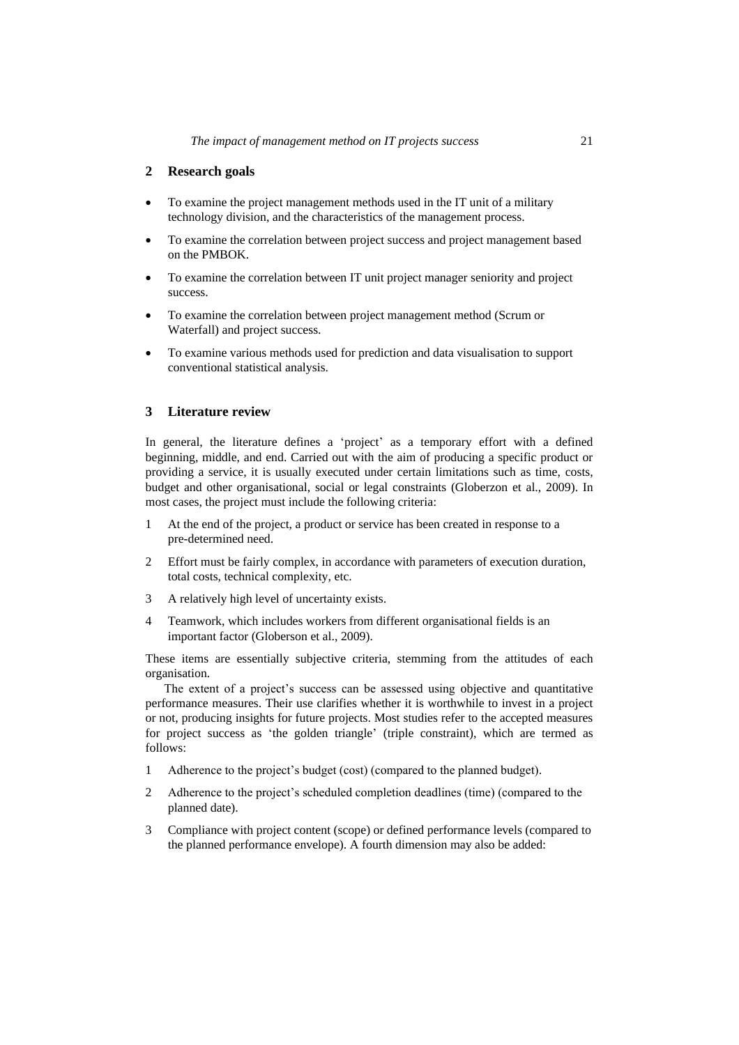## 2 Research goals

- To examine the project management methods used in the IT unit of a military technology division, and the characteristics of the management process.
- To examine the correlation between project success and project management based on the PMBOK.
- To examine the correlation between IT unit project manager seniority and project success.
- To examine the correlation between project management method (Scrum or Waterfall) and project success.
- To examine various methods used for prediction and data visualisation to support conventional statistical analysis.

## 3 Literature review

In general, the literature defines a 'project' as a temporary effort with a defined beginning, middle, and end. Carried out with the aim of producing a specific product or providing a service, it is usually executed under certain limitations such as time, costs, budget and other organisational, social or legal constraints (Globerzon et al., 2009). In most cases, the project must include the following criteria:

1. At the end of the project, a product or service has been created in response to a pre-determined need.
2. Effort must be fairly complex, in accordance with parameters of execution duration, total costs, technical complexity, etc.
3. A relatively high level of uncertainty exists.
4. Teamwork, which includes workers from different organisational fields is an important factor (Globerson et al., 2009).

These items are essentially subjective criteria, stemming from the attitudes of each organisation.

The extent of a project's success can be assessed using objective and quantitative performance measures. Their use clarifies whether it is worthwhile to invest in a project or not, producing insights for future projects. Most studies refer to the accepted measures for project success as 'the golden triangle' (triple constraint), which are termed as follows:

1. Adherence to the project's budget (cost) (compared to the planned budget).
2. Adherence to the project's scheduled completion deadlines (time) (compared to the planned date).
3. Compliance with project content (scope) or defined performance levels (compared to the planned performance envelope). A fourth dimension may also be added: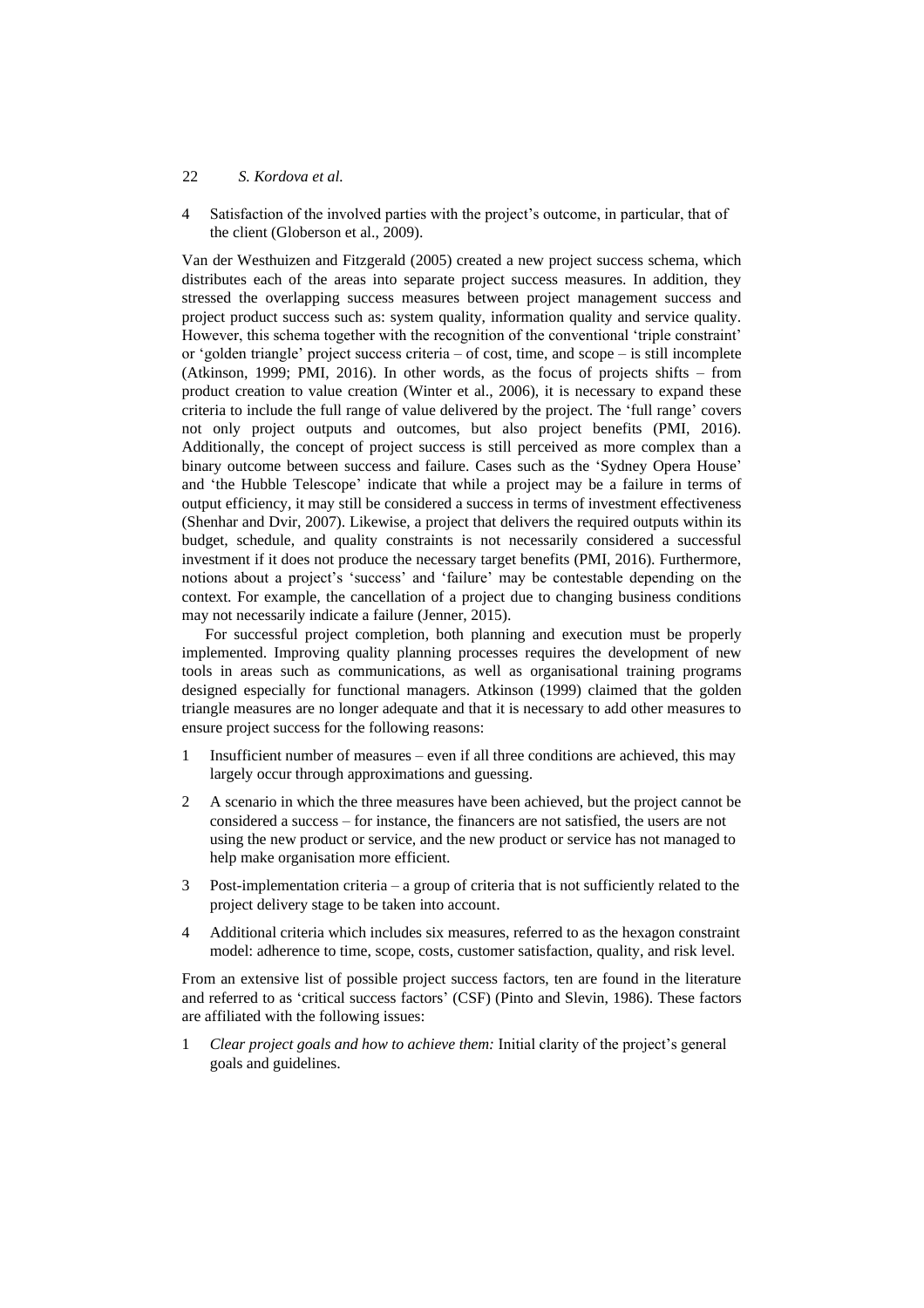4 Satisfaction of the involved parties with the project's outcome, in particular, that of the client (Globerson et al., 2009).

Van der Westhuizen and Fitzgerald (2005) created a new project success schema, which distributes each of the areas into separate project success measures. In addition, they stressed the overlapping success measures between project management success and project product success such as: system quality, information quality and service quality. However, this schema together with the recognition of the conventional 'triple constraint' or 'golden triangle' project success criteria – of cost, time, and scope – is still incomplete (Atkinson, 1999; PMI, 2016). In other words, as the focus of projects shifts – from product creation to value creation (Winter et al., 2006), it is necessary to expand these criteria to include the full range of value delivered by the project. The 'full range' covers not only project outputs and outcomes, but also project benefits (PMI, 2016). Additionally, the concept of project success is still perceived as more complex than a binary outcome between success and failure. Cases such as the 'Sydney Opera House' and 'the Hubble Telescope' indicate that while a project may be a failure in terms of output efficiency, it may still be considered a success in terms of investment effectiveness (Shenhar and Dvir, 2007). Likewise, a project that delivers the required outputs within its budget, schedule, and quality constraints is not necessarily considered a successful investment if it does not produce the necessary target benefits (PMI, 2016). Furthermore, notions about a project's 'success' and 'failure' may be contestable depending on the context. For example, the cancellation of a project due to changing business conditions may not necessarily indicate a failure (Jenner, 2015).

For successful project completion, both planning and execution must be properly implemented. Improving quality planning processes requires the development of new tools in areas such as communications, as well as organisational training programs designed especially for functional managers. Atkinson (1999) claimed that the golden triangle measures are no longer adequate and that it is necessary to add other measures to ensure project success for the following reasons:

1 Insufficient number of measures – even if all three conditions are achieved, this may largely occur through approximations and guessing.

2 A scenario in which the three measures have been achieved, but the project cannot be considered a success – for instance, the financers are not satisfied, the users are not using the new product or service, and the new product or service has not managed to help make organisation more efficient.

3 Post-implementation criteria – a group of criteria that is not sufficiently related to the project delivery stage to be taken into account.

4 Additional criteria which includes six measures, referred to as the hexagon constraint model: adherence to time, scope, costs, customer satisfaction, quality, and risk level.

From an extensive list of possible project success factors, ten are found in the literature and referred to as 'critical success factors' (CSF) (Pinto and Slevin, 1986). These factors are affiliated with the following issues:

1 *Clear project goals and how to achieve them:* Initial clarity of the project's general goals and guidelines.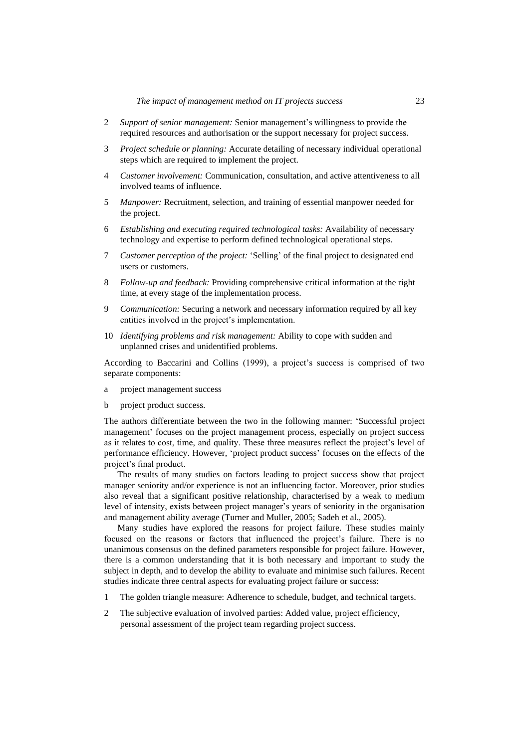2. *Support of senior management:* Senior management's willingness to provide the required resources and authorisation or the support necessary for project success.
3. *Project schedule or planning:* Accurate detailing of necessary individual operational steps which are required to implement the project.
4. *Customer involvement:* Communication, consultation, and active attentiveness to all involved teams of influence.
5. *Manpower:* Recruitment, selection, and training of essential manpower needed for the project.
6. *Establishing and executing required technological tasks:* Availability of necessary technology and expertise to perform defined technological operational steps.
7. *Customer perception of the project:* 'Selling' of the final project to designated end users or customers.
8. *Follow-up and feedback:* Providing comprehensive critical information at the right time, at every stage of the implementation process.
9. *Communication:* Securing a network and necessary information required by all key entities involved in the project's implementation.
10. *Identifying problems and risk management:* Ability to cope with sudden and unplanned crises and unidentified problems.

According to Baccarini and Collins (1999), a project's success is comprised of two separate components:

a. project management success
b. project product success.

The authors differentiate between the two in the following manner: 'Successful project management' focuses on the project management process, especially on project success as it relates to cost, time, and quality. These three measures reflect the project's level of performance efficiency. However, 'project product success' focuses on the effects of the project's final product.

The results of many studies on factors leading to project success show that project manager seniority and/or experience is not an influencing factor. Moreover, prior studies also reveal that a significant positive relationship, characterised by a weak to medium level of intensity, exists between project manager's years of seniority in the organisation and management ability average (Turner and Muller, 2005; Sadeh et al., 2005).

Many studies have explored the reasons for project failure. These studies mainly focused on the reasons or factors that influenced the project's failure. There is no unanimous consensus on the defined parameters responsible for project failure. However, there is a common understanding that it is both necessary and important to study the subject in depth, and to develop the ability to evaluate and minimise such failures. Recent studies indicate three central aspects for evaluating project failure or success:

1. The golden triangle measure: Adherence to schedule, budget, and technical targets.
2. The subjective evaluation of involved parties: Added value, project efficiency, personal assessment of the project team regarding project success.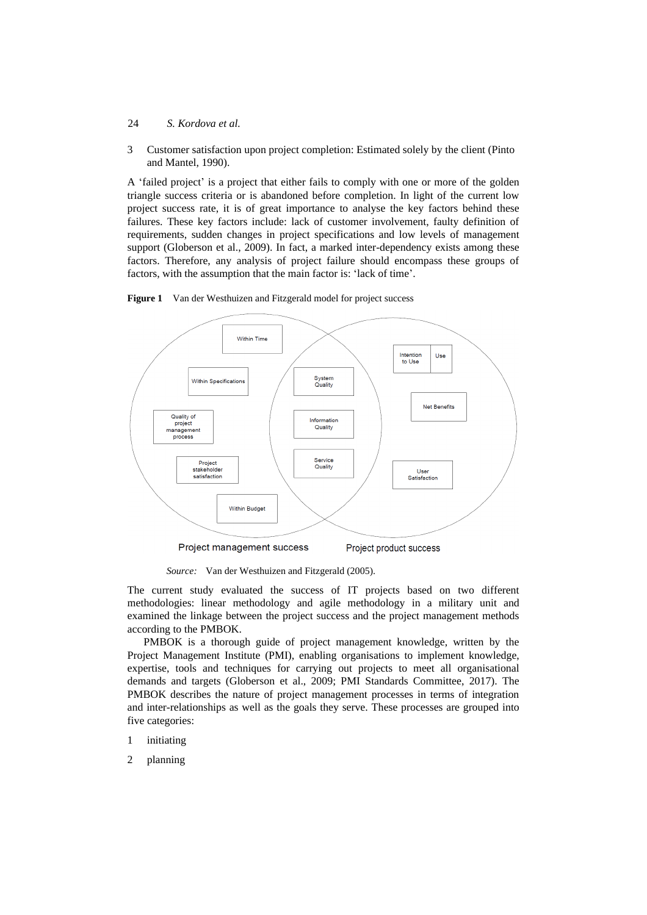3 Customer satisfaction upon project completion: Estimated solely by the client (Pinto and Mantel, 1990).

A 'failed project' is a project that either fails to comply with one or more of the golden triangle success criteria or is abandoned before completion. In light of the current low project success rate, it is of great importance to analyse the key factors behind these failures. These key factors include: lack of customer involvement, faulty definition of requirements, sudden changes in project specifications and low levels of management support (Globerson et al., 2009). In fact, a marked inter-dependency exists among these factors. Therefore, any analysis of project failure should encompass these groups of factors, with the assumption that the main factor is: 'lack of time'.

**Figure 1** Van der Westhuizen and Fitzgerald model for project success

Within Time

Within Specifications

Quality of project management process

Project stakeholder satisfaction

Within Budget

System Quality

Information Quality

Service Quality

Intention to Use

Use

Net Benefits

User Satisfaction

Project management success

Project product success

*Source:* Van der Westhuizen and Fitzgerald (2005).

The current study evaluated the success of IT projects based on two different methodologies: linear methodology and agile methodology in a military unit and examined the linkage between the project success and the project management methods according to the PMBOK.

PMBOK is a thorough guide of project management knowledge, written by the Project Management Institute (PMI), enabling organisations to implement knowledge, expertise, tools and techniques for carrying out projects to meet all organisational demands and targets (Globerson et al., 2009; PMI Standards Committee, 2017). The PMBOK describes the nature of project management processes in terms of integration and inter-relationships as well as the goals they serve. These processes are grouped into five categories:

1 initiating

2 planning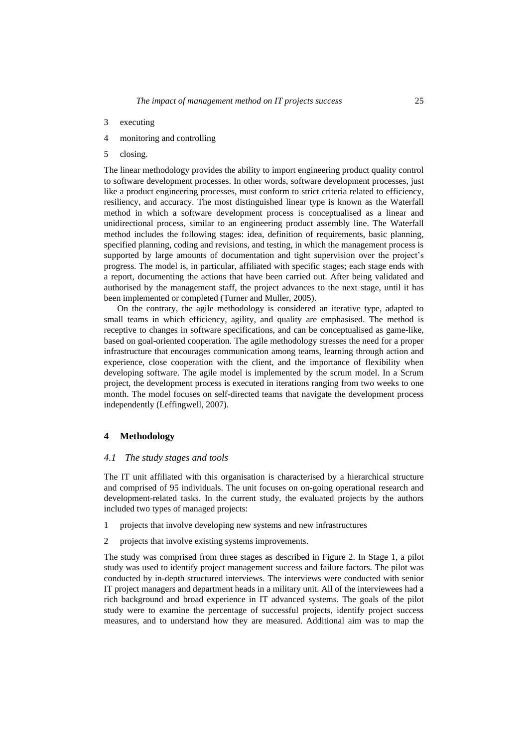3 executing
4 monitoring and controlling
5 closing.

The linear methodology provides the ability to import engineering product quality control to software development processes. In other words, software development processes, just like a product engineering processes, must conform to strict criteria related to efficiency, resiliency, and accuracy. The most distinguished linear type is known as the Waterfall method in which a software development process is conceptualised as a linear and unidirectional process, similar to an engineering product assembly line. The Waterfall method includes the following stages: idea, definition of requirements, basic planning, specified planning, coding and revisions, and testing, in which the management process is supported by large amounts of documentation and tight supervision over the project's progress. The model is, in particular, affiliated with specific stages; each stage ends with a report, documenting the actions that have been carried out. After being validated and authorised by the management staff, the project advances to the next stage, until it has been implemented or completed (Turner and Muller, 2005).

On the contrary, the agile methodology is considered an iterative type, adapted to small teams in which efficiency, agility, and quality are emphasised. The method is receptive to changes in software specifications, and can be conceptualised as game-like, based on goal-oriented cooperation. The agile methodology stresses the need for a proper infrastructure that encourages communication among teams, learning through action and experience, close cooperation with the client, and the importance of flexibility when developing software. The agile model is implemented by the scrum model. In a Scrum project, the development process is executed in iterations ranging from two weeks to one month. The model focuses on self-directed teams that navigate the development process independently (Leffingwell, 2007).

## 4 Methodology

### *4.1 The study stages and tools*

The IT unit affiliated with this organisation is characterised by a hierarchical structure and comprised of 95 individuals. The unit focuses on on-going operational research and development-related tasks. In the current study, the evaluated projects by the authors included two types of managed projects:

1 projects that involve developing new systems and new infrastructures
2 projects that involve existing systems improvements.

The study was comprised from three stages as described in Figure 2. In Stage 1, a pilot study was used to identify project management success and failure factors. The pilot was conducted by in-depth structured interviews. The interviews were conducted with senior IT project managers and department heads in a military unit. All of the interviewees had a rich background and broad experience in IT advanced systems. The goals of the pilot study were to examine the percentage of successful projects, identify project success measures, and to understand how they are measured. Additional aim was to map the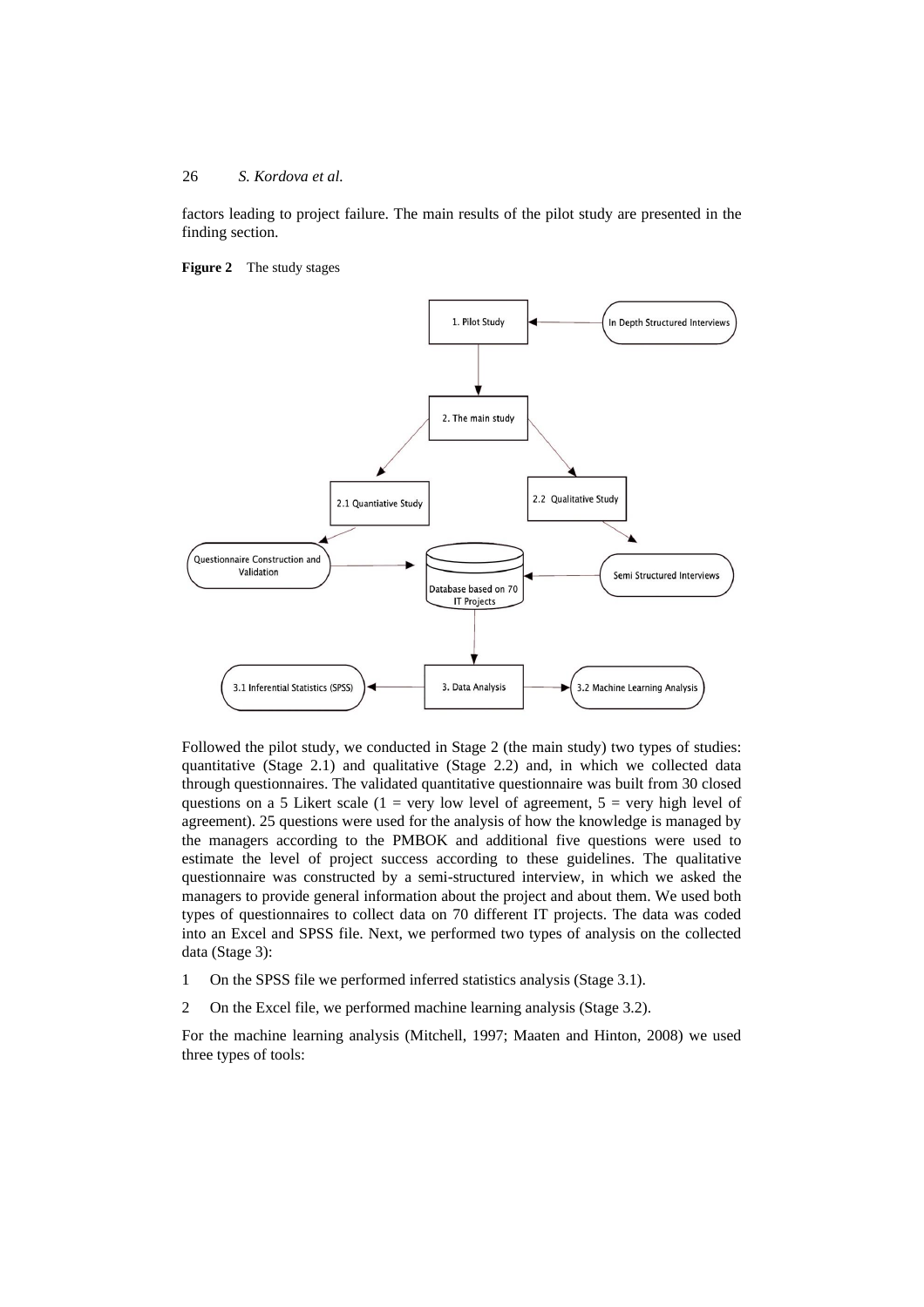factors leading to project failure. The main results of the pilot study are presented in the finding section.

**Figure 2** The study stages

Followed the pilot study, we conducted in Stage 2 (the main study) two types of studies: quantitative (Stage 2.1) and qualitative (Stage 2.2) and, in which we collected data through questionnaires. The validated quantitative questionnaire was built from 30 closed questions on a 5 Likert scale (1 = very low level of agreement, 5 = very high level of agreement). 25 questions were used for the analysis of how the knowledge is managed by the managers according to the PMBOK and additional five questions were used to estimate the level of project success according to these guidelines. The qualitative questionnaire was constructed by a semi-structured interview, in which we asked the managers to provide general information about the project and about them. We used both types of questionnaires to collect data on 70 different IT projects. The data was coded into an Excel and SPSS file. Next, we performed two types of analysis on the collected data (Stage 3):

1 On the SPSS file we performed inferred statistics analysis (Stage 3.1).

2 On the Excel file, we performed machine learning analysis (Stage 3.2).

For the machine learning analysis (Mitchell, 1997; Maaten and Hinton, 2008) we used three types of tools: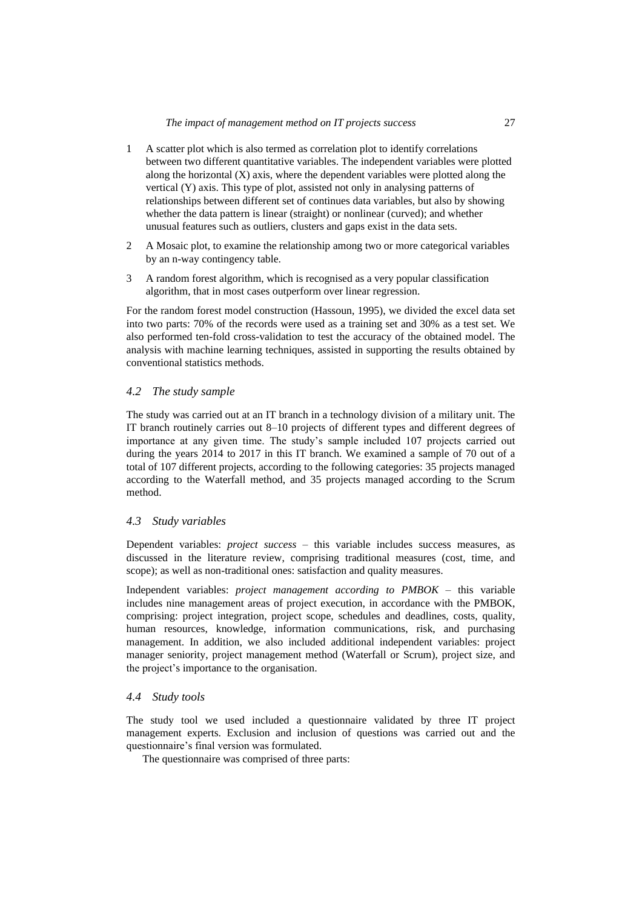1. A scatter plot which is also termed as correlation plot to identify correlations between two different quantitative variables. The independent variables were plotted along the horizontal (X) axis, where the dependent variables were plotted along the vertical (Y) axis. This type of plot, assisted not only in analysing patterns of relationships between different set of continues data variables, but also by showing whether the data pattern is linear (straight) or nonlinear (curved); and whether unusual features such as outliers, clusters and gaps exist in the data sets.
2. A Mosaic plot, to examine the relationship among two or more categorical variables by an n-way contingency table.
3. A random forest algorithm, which is recognised as a very popular classification algorithm, that in most cases outperform over linear regression.

For the random forest model construction (Hassoun, 1995), we divided the excel data set into two parts: 70% of the records were used as a training set and 30% as a test set. We also performed ten-fold cross-validation to test the accuracy of the obtained model. The analysis with machine learning techniques, assisted in supporting the results obtained by conventional statistics methods.

### *4.2 The study sample*

The study was carried out at an IT branch in a technology division of a military unit. The IT branch routinely carries out 8–10 projects of different types and different degrees of importance at any given time. The study's sample included 107 projects carried out during the years 2014 to 2017 in this IT branch. We examined a sample of 70 out of a total of 107 different projects, according to the following categories: 35 projects managed according to the Waterfall method, and 35 projects managed according to the Scrum method.

### *4.3 Study variables*

Dependent variables: *project success* – this variable includes success measures, as discussed in the literature review, comprising traditional measures (cost, time, and scope); as well as non-traditional ones: satisfaction and quality measures.

Independent variables: *project management according to PMBOK* – this variable includes nine management areas of project execution, in accordance with the PMBOK, comprising: project integration, project scope, schedules and deadlines, costs, quality, human resources, knowledge, information communications, risk, and purchasing management. In addition, we also included additional independent variables: project manager seniority, project management method (Waterfall or Scrum), project size, and the project's importance to the organisation.

### *4.4 Study tools*

The study tool we used included a questionnaire validated by three IT project management experts. Exclusion and inclusion of questions was carried out and the questionnaire's final version was formulated.

The questionnaire was comprised of three parts: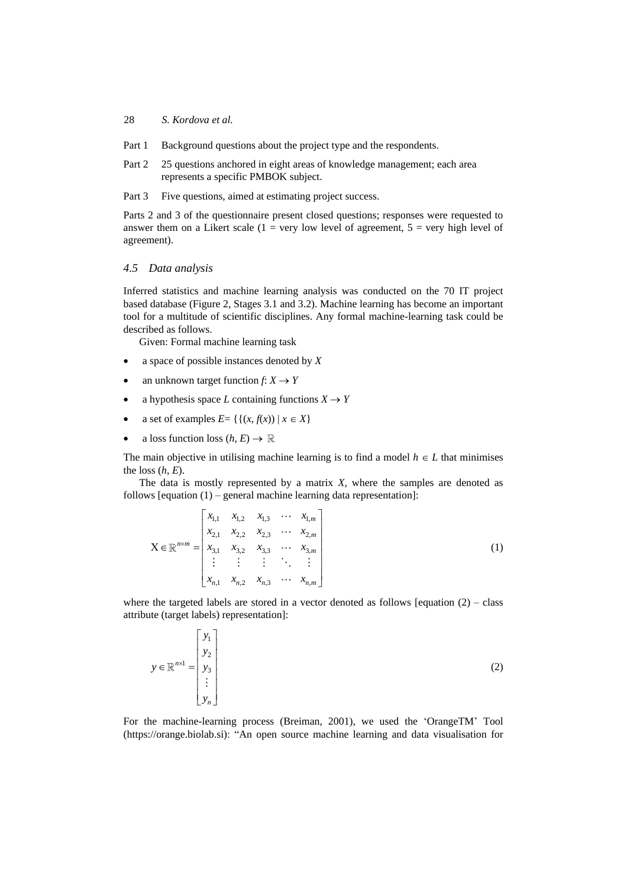Part 1 Background questions about the project type and the respondents.

Part 2 25 questions anchored in eight areas of knowledge management; each area represents a specific PMBOK subject.

Part 3 Five questions, aimed at estimating project success.

Parts 2 and 3 of the questionnaire present closed questions; responses were requested to answer them on a Likert scale (1 = very low level of agreement, 5 = very high level of agreement).

### 4.5 Data analysis

Inferred statistics and machine learning analysis was conducted on the 70 IT project based database (Figure 2, Stages 3.1 and 3.2). Machine learning has become an important tool for a multitude of scientific disciplines. Any formal machine-learning task could be described as follows.

Given: Formal machine learning task

- a space of possible instances denoted by $X$
- an unknown target function $f: X \rightarrow Y$
- a hypothesis space $L$ containing functions $X \rightarrow Y$
- a set of examples $E = \{(x, f(x)) \mid x \in X\}$
- a loss function loss $(h, E) \rightarrow \mathbb{R}$

The main objective in utilising machine learning is to find a model $h \in L$ that minimises the loss $(h, E)$.

The data is mostly represented by a matrix $X$, where the samples are denoted as follows [equation (1) – general machine learning data representation]:

$$\mathrm{X} \in \mathbb{R}^{n \times m} = \begin{bmatrix} x_{1,1} & x_{1,2} & x_{1,3} & \cdots & x_{1,m} \\ x_{2,1} & x_{2,2} & x_{2,3} & \cdots & x_{2,m} \\ x_{3,1} & x_{3,2} & x_{3,3} & \cdots & x_{3,m} \\ \vdots & \vdots & \vdots & \ddots & \vdots \\ x_{n,1} & x_{n,2} & x_{n,3} & \cdots & x_{n,m} \end{bmatrix} \tag{1}$$

where the targeted labels are stored in a vector denoted as follows [equation (2) – class attribute (target labels) representation]:

$$y \in \mathbb{R}^{n \times 1} = \begin{bmatrix} y_1 \\ y_2 \\ y_3 \\ \vdots \\ y_n \end{bmatrix} \tag{2}$$

For the machine-learning process (Breiman, 2001), we used the 'OrangeTM' Tool (https://orange.biolab.si): "An open source machine learning and data visualisation for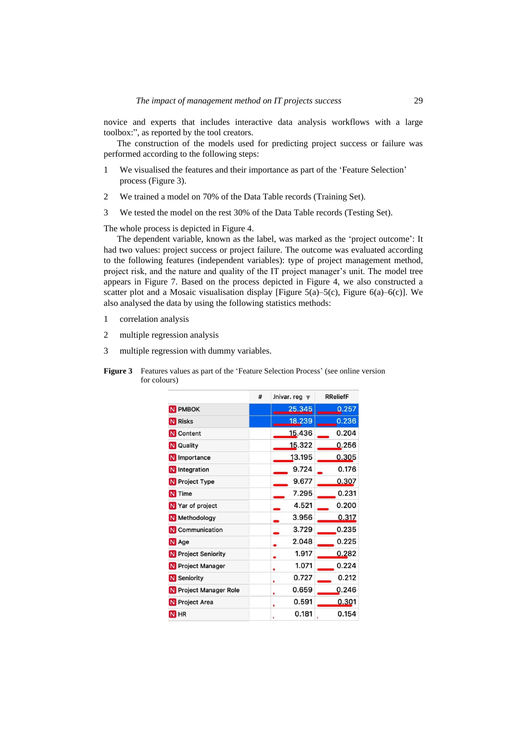novice and experts that includes interactive data analysis workflows with a large toolbox:", as reported by the tool creators.

The construction of the models used for predicting project success or failure was performed according to the following steps:

1. We visualised the features and their importance as part of the 'Feature Selection' process (Figure 3).
2. We trained a model on 70% of the Data Table records (Training Set).
3. We tested the model on the rest 30% of the Data Table records (Testing Set).

The whole process is depicted in Figure 4.

The dependent variable, known as the label, was marked as the 'project outcome': It had two values: project success or project failure. The outcome was evaluated according to the following features (independent variables): type of project management method, project risk, and the nature and quality of the IT project manager's unit. The model tree appears in Figure 7. Based on the process depicted in Figure 4, we also constructed a scatter plot and a Mosaic visualisation display [Figure 5(a)–5(c), Figure 6(a)–6(c)]. We also analysed the data by using the following statistics methods:

1. correlation analysis
2. multiple regression analysis
3. multiple regression with dummy variables.

**Figure 3** Features values as part of the 'Feature Selection Process' (see online version for colours)

| | # | Jnivar. reg | RReliefF |
|---|---|---|---|
| PMBOK | | 25.345 | 0.257 |
| Risks | | 18.239 | 0.236 |
| Content | | 15.436 | 0.204 |
| Quality | | 15.322 | 0.256 |
| Importance | | 13.195 | 0.305 |
| Integration | | 9.724 | 0.176 |
| Project Type | | 9.677 | 0.307 |
| Time | | 7.295 | 0.231 |
| Yar of project | | 4.521 | 0.200 |
| Methodology | | 3.956 | 0.317 |
| Communication | | 3.729 | 0.235 |
| Age | | 2.048 | 0.225 |
| Project Seniority | | 1.917 | 0.282 |
| Project Manager | | 1.071 | 0.224 |
| Seniority | | 0.727 | 0.212 |
| Project Manager Role | | 0.659 | 0.246 |
| Project Area | | 0.591 | 0.301 |
| HR | | 0.181 | 0.154 |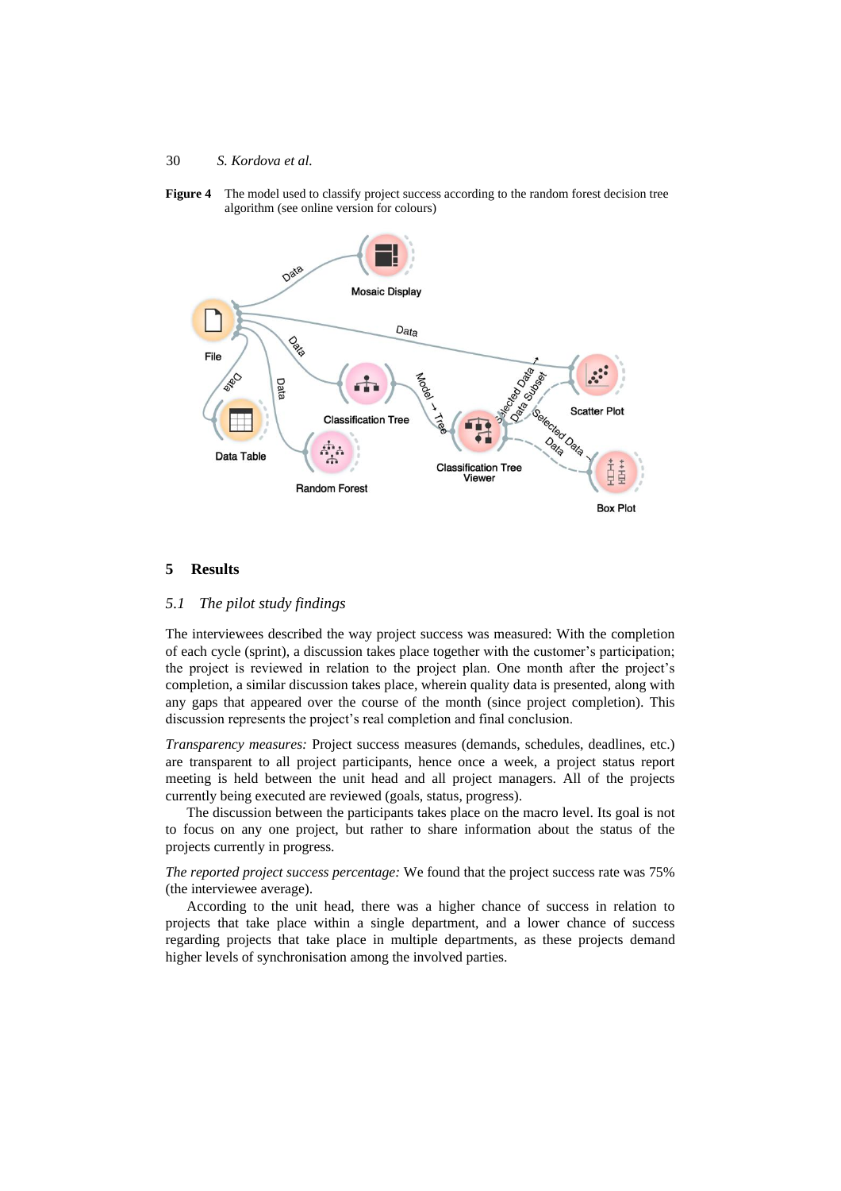**Figure 4** The model used to classify project success according to the random forest decision tree algorithm (see online version for colours)

## 5 Results

### 5.1 The pilot study findings

The interviewees described the way project success was measured: With the completion of each cycle (sprint), a discussion takes place together with the customer's participation; the project is reviewed in relation to the project plan. One month after the project's completion, a similar discussion takes place, wherein quality data is presented, along with any gaps that appeared over the course of the month (since project completion). This discussion represents the project's real completion and final conclusion.

*Transparency measures:* Project success measures (demands, schedules, deadlines, etc.) are transparent to all project participants, hence once a week, a project status report meeting is held between the unit head and all project managers. All of the projects currently being executed are reviewed (goals, status, progress).

The discussion between the participants takes place on the macro level. Its goal is not to focus on any one project, but rather to share information about the status of the projects currently in progress.

*The reported project success percentage:* We found that the project success rate was 75% (the interviewee average).

According to the unit head, there was a higher chance of success in relation to projects that take place within a single department, and a lower chance of success regarding projects that take place in multiple departments, as these projects demand higher levels of synchronisation among the involved parties.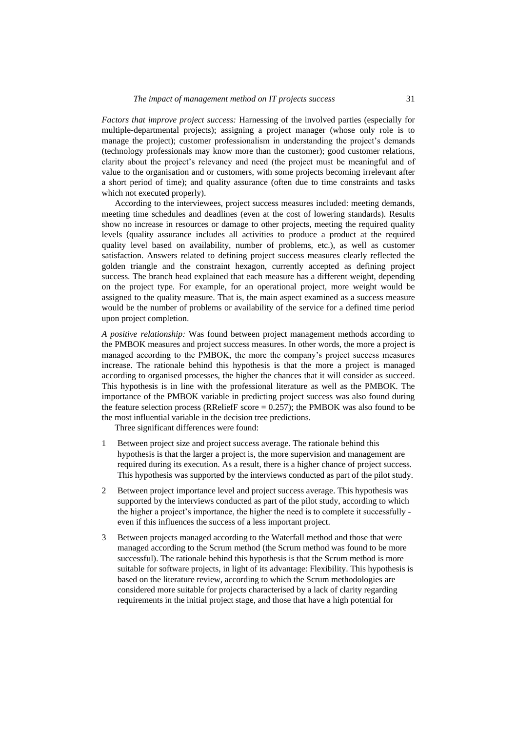*Factors that improve project success:* Harnessing of the involved parties (especially for multiple-departmental projects); assigning a project manager (whose only role is to manage the project); customer professionalism in understanding the project's demands (technology professionals may know more than the customer); good customer relations, clarity about the project's relevancy and need (the project must be meaningful and of value to the organisation and or customers, with some projects becoming irrelevant after a short period of time); and quality assurance (often due to time constraints and tasks which not executed properly).

According to the interviewees, project success measures included: meeting demands, meeting time schedules and deadlines (even at the cost of lowering standards). Results show no increase in resources or damage to other projects, meeting the required quality levels (quality assurance includes all activities to produce a product at the required quality level based on availability, number of problems, etc.), as well as customer satisfaction. Answers related to defining project success measures clearly reflected the golden triangle and the constraint hexagon, currently accepted as defining project success. The branch head explained that each measure has a different weight, depending on the project type. For example, for an operational project, more weight would be assigned to the quality measure. That is, the main aspect examined as a success measure would be the number of problems or availability of the service for a defined time period upon project completion.

*A positive relationship:* Was found between project management methods according to the PMBOK measures and project success measures. In other words, the more a project is managed according to the PMBOK, the more the company's project success measures increase. The rationale behind this hypothesis is that the more a project is managed according to organised processes, the higher the chances that it will consider as succeed. This hypothesis is in line with the professional literature as well as the PMBOK. The importance of the PMBOK variable in predicting project success was also found during the feature selection process (RReliefF score = 0.257); the PMBOK was also found to be the most influential variable in the decision tree predictions.

Three significant differences were found:

1. Between project size and project success average. The rationale behind this hypothesis is that the larger a project is, the more supervision and management are required during its execution. As a result, there is a higher chance of project success. This hypothesis was supported by the interviews conducted as part of the pilot study.
2. Between project importance level and project success average. This hypothesis was supported by the interviews conducted as part of the pilot study, according to which the higher a project's importance, the higher the need is to complete it successfully - even if this influences the success of a less important project.
3. Between projects managed according to the Waterfall method and those that were managed according to the Scrum method (the Scrum method was found to be more successful). The rationale behind this hypothesis is that the Scrum method is more suitable for software projects, in light of its advantage: Flexibility. This hypothesis is based on the literature review, according to which the Scrum methodologies are considered more suitable for projects characterised by a lack of clarity regarding requirements in the initial project stage, and those that have a high potential for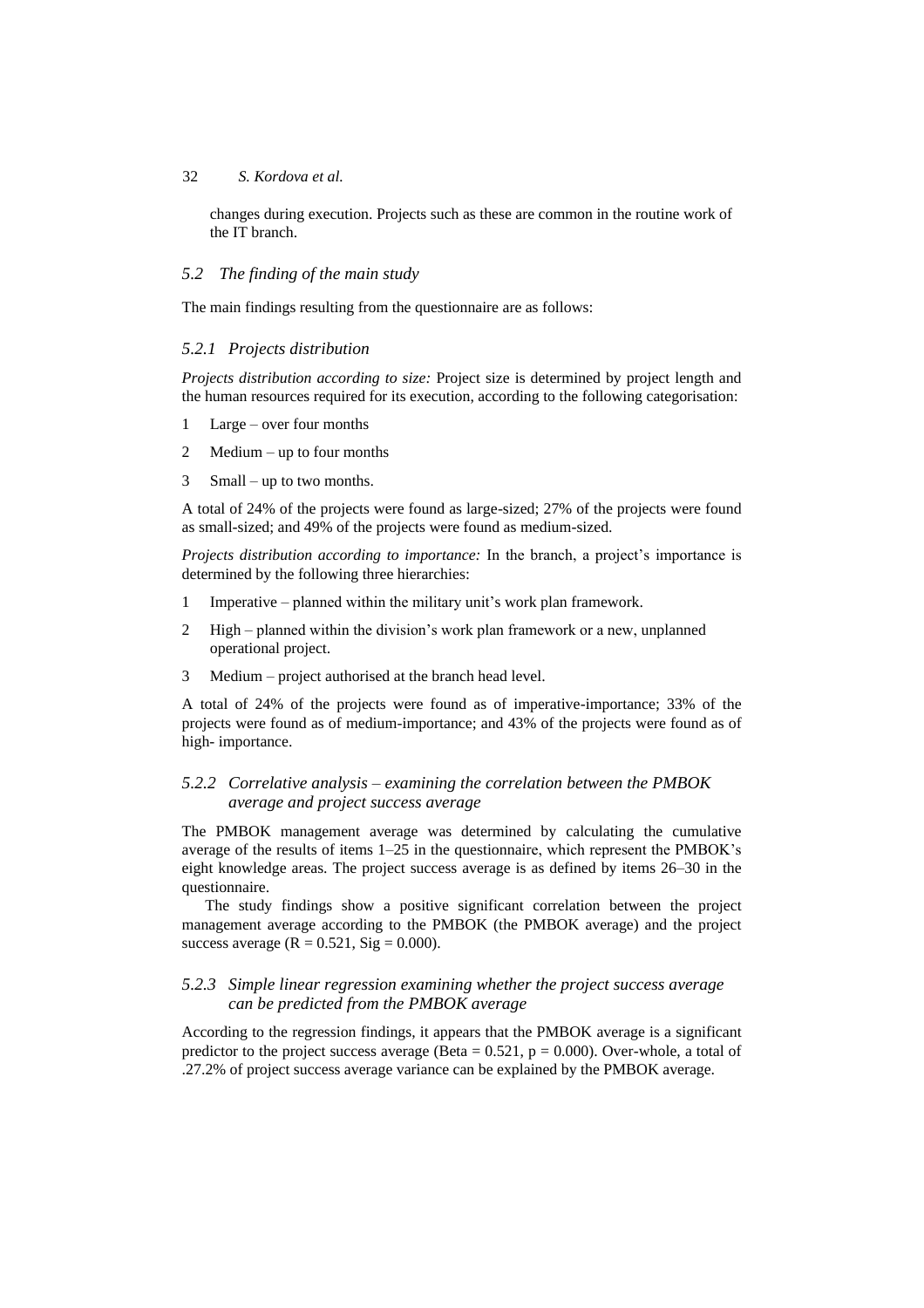changes during execution. Projects such as these are common in the routine work of the IT branch.

### 5.2 The finding of the main study

The main findings resulting from the questionnaire are as follows:

#### 5.2.1 Projects distribution

*Projects distribution according to size:* Project size is determined by project length and the human resources required for its execution, according to the following categorisation:

1. Large – over four months
2. Medium – up to four months
3. Small – up to two months.

A total of 24% of the projects were found as large-sized; 27% of the projects were found as small-sized; and 49% of the projects were found as medium-sized.

*Projects distribution according to importance:* In the branch, a project's importance is determined by the following three hierarchies:

1. Imperative – planned within the military unit's work plan framework.
2. High – planned within the division's work plan framework or a new, unplanned operational project.
3. Medium – project authorised at the branch head level.

A total of 24% of the projects were found as of imperative-importance; 33% of the projects were found as of medium-importance; and 43% of the projects were found as of high- importance.

#### 5.2.2 Correlative analysis – examining the correlation between the PMBOK average and project success average

The PMBOK management average was determined by calculating the cumulative average of the results of items 1–25 in the questionnaire, which represent the PMBOK's eight knowledge areas. The project success average is as defined by items 26–30 in the questionnaire.

The study findings show a positive significant correlation between the project management average according to the PMBOK (the PMBOK average) and the project success average ($R = 0.521$, $Sig = 0.000$).

#### 5.2.3 Simple linear regression examining whether the project success average can be predicted from the PMBOK average

According to the regression findings, it appears that the PMBOK average is a significant predictor to the project success average ($Beta = 0.521$, $p = 0.000$). Over-whole, a total of .27.2% of project success average variance can be explained by the PMBOK average.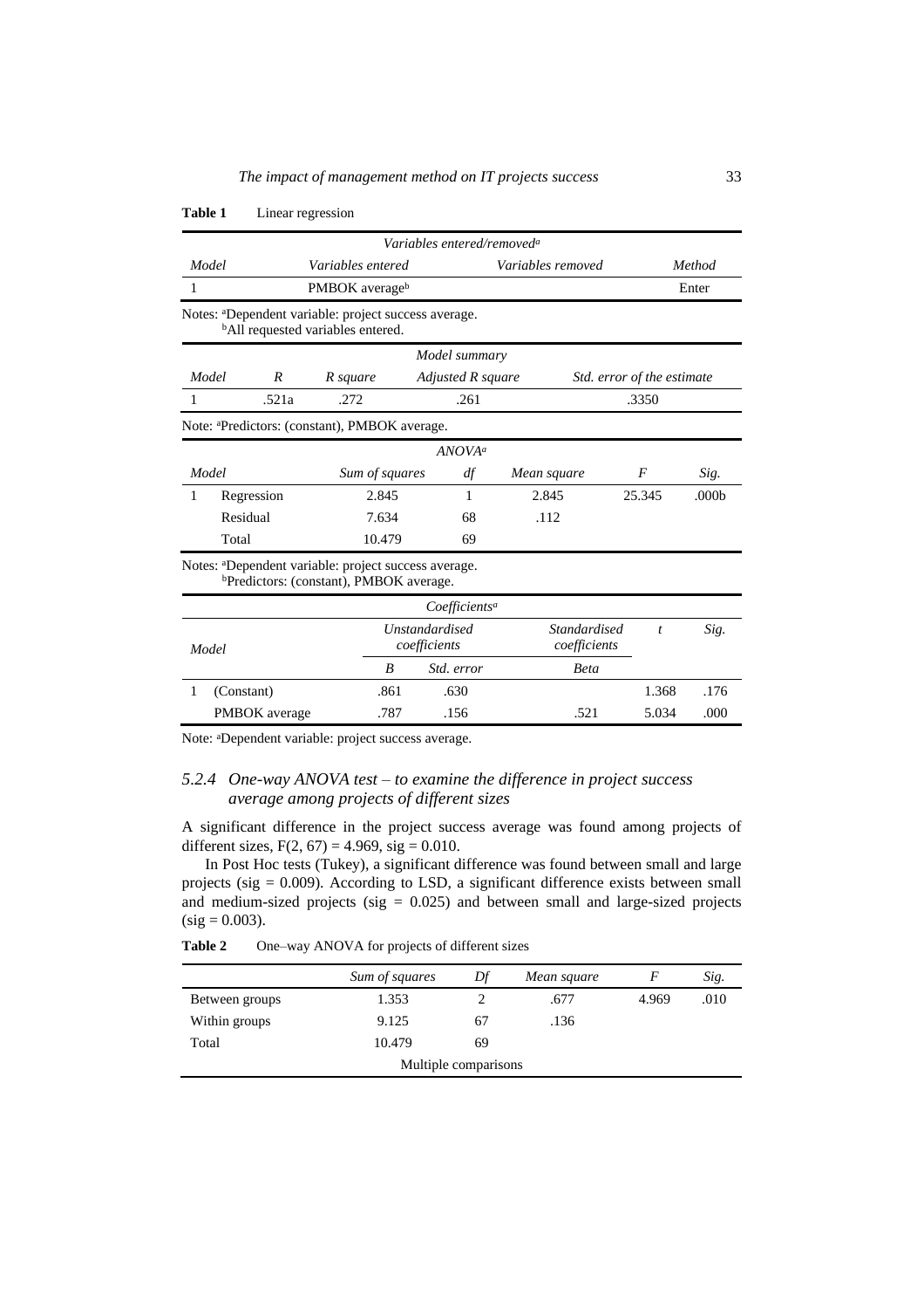**Table 1** Linear regression

| *Variables entered/removed*[a] | | | |
|---|---|---|---|
| *Model* | *Variables entered* | *Variables removed* | *Method* |
| 1 | PMBOK average[b] | | Enter |

Notes: [a]Dependent variable: project success average.
[b]All requested variables entered.

| *Model summary* | | | | |
|---|---|---|---|---|
| *Model* | *R* | *R square* | *Adjusted R square* | *Std. error of the estimate* |
| 1 | .521a | .272 | .261 | .3350 |

Note: [a]Predictors: (constant), PMBOK average.

| *ANOVA*[a] | | | | | | |
|---|---|---|---|---|---|---|
| *Model* | | *Sum of squares* | *df* | *Mean square* | *F* | *Sig.* |
| 1 | Regression | 2.845 | 1 | 2.845 | 25.345 | .000b |
| | Residual | 7.634 | 68 | .112 | | |
| | Total | 10.479 | 69 | | | |

Notes: [a]Dependent variable: project success average.
[b]Predictors: (constant), PMBOK average.

| *Coefficients*[a] | | | | | | |
|---|---|---|---|---|---|---|
| *Model* | | *Unstandardised coefficients* | | *Standardised coefficients* | *t* | *Sig.* |
| | | *B* | *Std. error* | *Beta* | | |
| 1 | (Constant) | .861 | .630 | | 1.368 | .176 |
| | PMBOK average | .787 | .156 | .521 | 5.034 | .000 |

Note: [a]Dependent variable: project success average.

### *5.2.4 One-way ANOVA test – to examine the difference in project success average among projects of different sizes*

A significant difference in the project success average was found among projects of different sizes, $F(2, 67) = 4.969$, sig = 0.010.

In Post Hoc tests (Tukey), a significant difference was found between small and large projects (sig = 0.009). According to LSD, a significant difference exists between small and medium-sized projects (sig = 0.025) and between small and large-sized projects (sig = 0.003).

**Table 2** One–way ANOVA for projects of different sizes

| | *Sum of squares* | *Df* | *Mean square* | *F* | *Sig.* |
|---|---|---|---|---|---|
| Between groups | 1.353 | 2 | .677 | 4.969 | .010 |
| Within groups | 9.125 | 67 | .136 | | |
| Total | 10.479 | 69 | | | |
| Multiple comparisons | | | | | |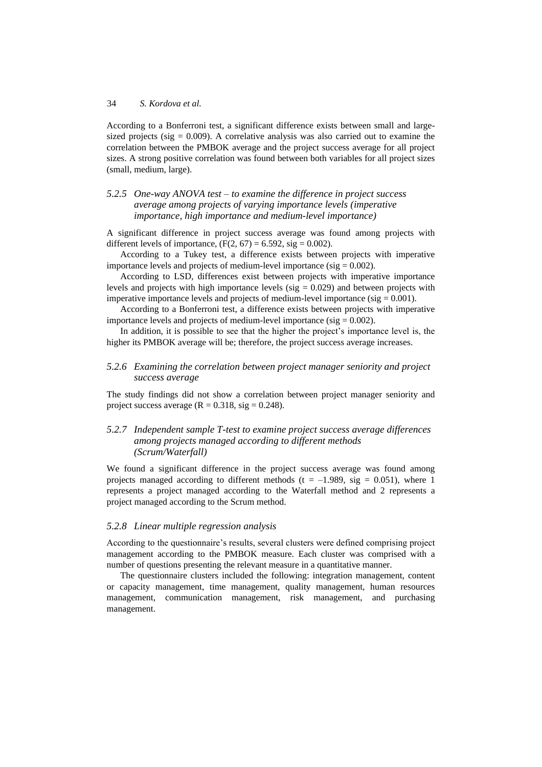According to a Bonferroni test, a significant difference exists between small and large-sized projects (sig = 0.009). A correlative analysis was also carried out to examine the correlation between the PMBOK average and the project success average for all project sizes. A strong positive correlation was found between both variables for all project sizes (small, medium, large).

### *5.2.5 One-way ANOVA test – to examine the difference in project success average among projects of varying importance levels (imperative importance, high importance and medium-level importance)*

A significant difference in project success average was found among projects with different levels of importance, ($F(2, 67) = 6.592$, sig = 0.002).

According to a Tukey test, a difference exists between projects with imperative importance levels and projects of medium-level importance (sig = 0.002).

According to LSD, differences exist between projects with imperative importance levels and projects with high importance levels (sig = 0.029) and between projects with imperative importance levels and projects of medium-level importance (sig = 0.001).

According to a Bonferroni test, a difference exists between projects with imperative importance levels and projects of medium-level importance (sig = 0.002).

In addition, it is possible to see that the higher the project's importance level is, the higher its PMBOK average will be; therefore, the project success average increases.

### *5.2.6 Examining the correlation between project manager seniority and project success average*

The study findings did not show a correlation between project manager seniority and project success average ($R = 0.318$, sig = 0.248).

### *5.2.7 Independent sample T-test to examine project success average differences among projects managed according to different methods (Scrum/Waterfall)*

We found a significant difference in the project success average was found among projects managed according to different methods ($t = -1.989$, sig = 0.051), where 1 represents a project managed according to the Waterfall method and 2 represents a project managed according to the Scrum method.

### *5.2.8 Linear multiple regression analysis*

According to the questionnaire's results, several clusters were defined comprising project management according to the PMBOK measure. Each cluster was comprised with a number of questions presenting the relevant measure in a quantitative manner.

The questionnaire clusters included the following: integration management, content or capacity management, time management, quality management, human resources management, communication management, risk management, and purchasing management.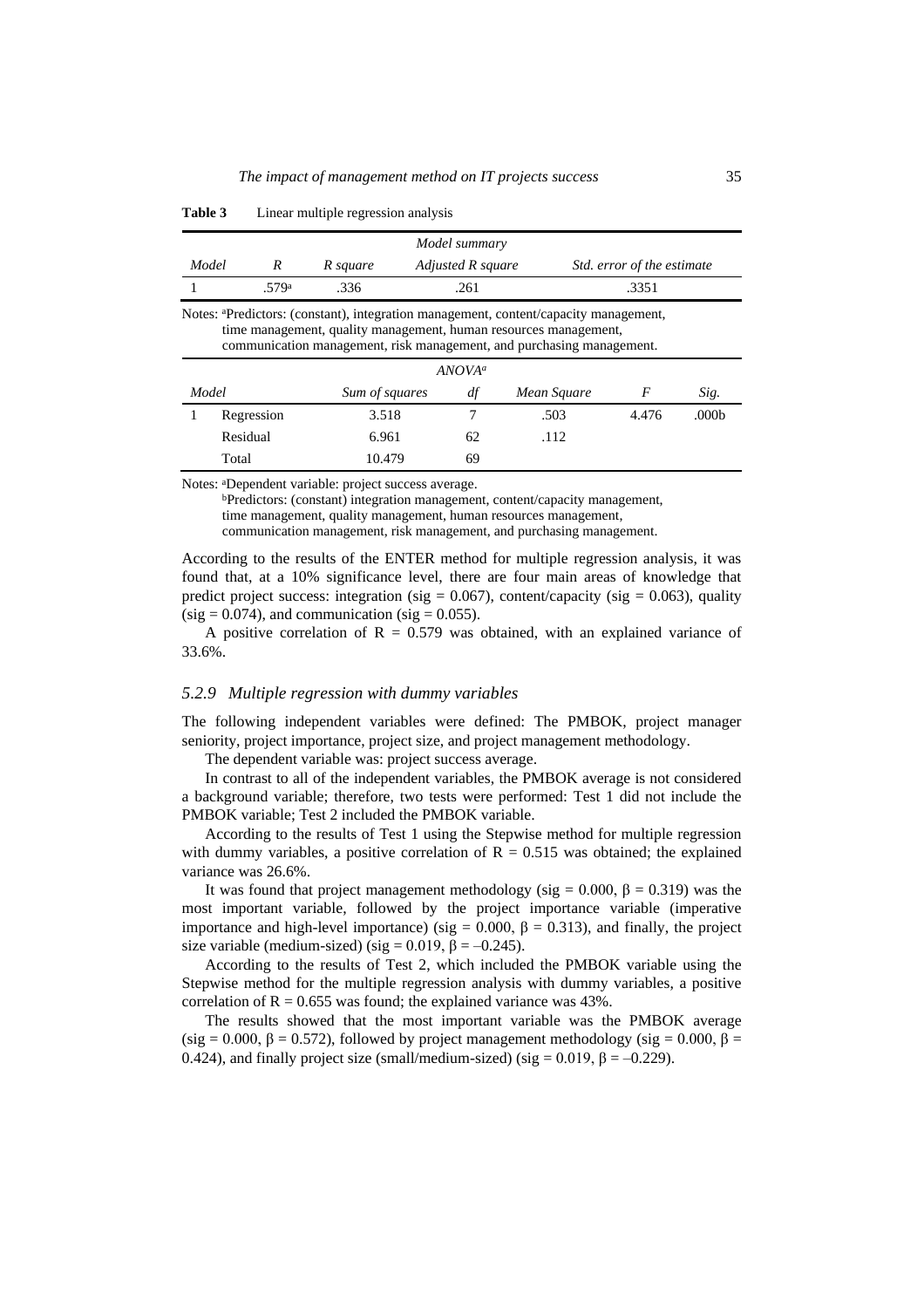**Table 3** Linear multiple regression analysis

| Model summary | | | | |
|---|---|---|---|---|
| *Model* | *R* | *R square* | *Adjusted R square* | *Std. error of the estimate* |
| 1 | .579[a] | .336 | .261 | .3351 |

Notes: [a]Predictors: (constant), integration management, content/capacity management, time management, quality management, human resources management, communication management, risk management, and purchasing management.

| *ANOVA*[a] | | | | | | |
|---|---|---|---|---|---|---|
| *Model* | | *Sum of squares* | *df* | *Mean Square* | *F* | *Sig.* |
| 1 | Regression | 3.518 | 7 | .503 | 4.476 | .000b |
| | Residual | 6.961 | 62 | .112 | | |
| | Total | 10.479 | 69 | | | |

Notes: [a]Dependent variable: project success average.
[b]Predictors: (constant) integration management, content/capacity management, time management, quality management, human resources management, communication management, risk management, and purchasing management.

According to the results of the ENTER method for multiple regression analysis, it was found that, at a 10% significance level, there are four main areas of knowledge that predict project success: integration (sig = 0.067), content/capacity (sig = 0.063), quality (sig = 0.074), and communication (sig = 0.055).

A positive correlation of R = 0.579 was obtained, with an explained variance of 33.6%.

### *5.2.9 Multiple regression with dummy variables*

The following independent variables were defined: The PMBOK, project manager seniority, project importance, project size, and project management methodology.

The dependent variable was: project success average.

In contrast to all of the independent variables, the PMBOK average is not considered a background variable; therefore, two tests were performed: Test 1 did not include the PMBOK variable; Test 2 included the PMBOK variable.

According to the results of Test 1 using the Stepwise method for multiple regression with dummy variables, a positive correlation of R = 0.515 was obtained; the explained variance was 26.6%.

It was found that project management methodology (sig = 0.000, $\beta = 0.319$) was the most important variable, followed by the project importance variable (imperative importance and high-level importance) (sig = 0.000, $\beta = 0.313$), and finally, the project size variable (medium-sized) (sig = 0.019, $\beta = -0.245$).

According to the results of Test 2, which included the PMBOK variable using the Stepwise method for the multiple regression analysis with dummy variables, a positive correlation of R = 0.655 was found; the explained variance was 43%.

The results showed that the most important variable was the PMBOK average (sig = 0.000, $\beta = 0.572$), followed by project management methodology (sig = 0.000, $\beta = 0.424$), and finally project size (small/medium-sized) (sig = 0.019, $\beta = -0.229$).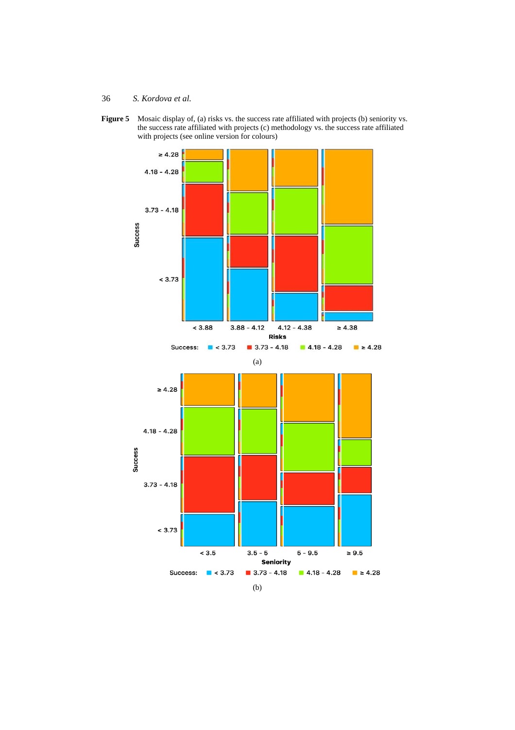**Figure 5** Mosaic display of, (a) risks vs. the success rate affiliated with projects (b) seniority vs. the success rate affiliated with projects (c) methodology vs. the success rate affiliated with projects (see online version for colours)

(a)

(b)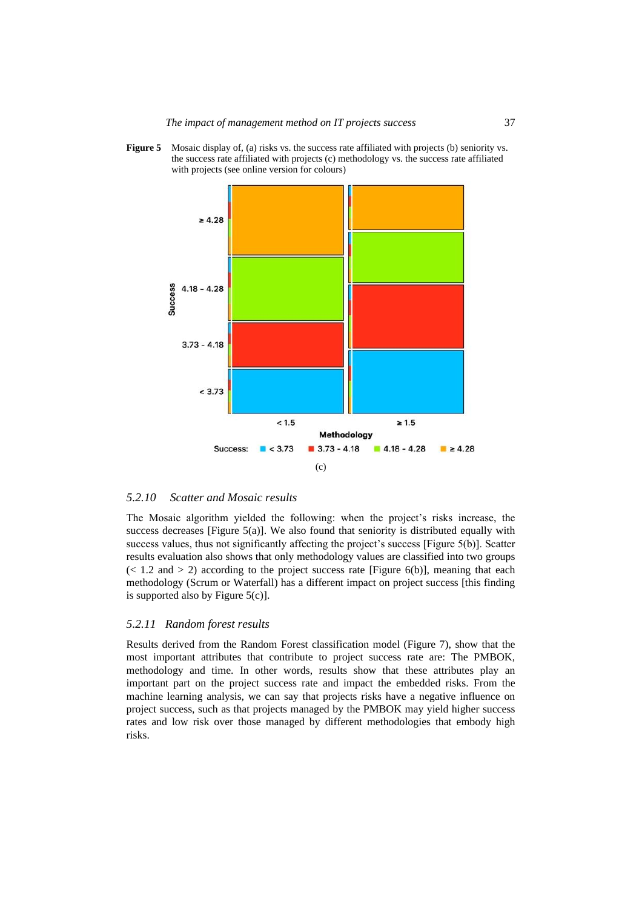**Figure 5** Mosaic display of, (a) risks vs. the success rate affiliated with projects (b) seniority vs. the success rate affiliated with projects (c) methodology vs. the success rate affiliated with projects (see online version for colours)

(c)

### 5.2.10 Scatter and Mosaic results

The Mosaic algorithm yielded the following: when the project's risks increase, the success decreases [Figure 5(a)]. We also found that seniority is distributed equally with success values, thus not significantly affecting the project's success [Figure 5(b)]. Scatter results evaluation also shows that only methodology values are classified into two groups (< 1.2 and > 2) according to the project success rate [Figure 6(b)], meaning that each methodology (Scrum or Waterfall) has a different impact on project success [this finding is supported also by Figure 5(c)].

### 5.2.11 Random forest results

Results derived from the Random Forest classification model (Figure 7), show that the most important attributes that contribute to project success rate are: The PMBOK, methodology and time. In other words, results show that these attributes play an important part on the project success rate and impact the embedded risks. From the machine learning analysis, we can say that projects risks have a negative influence on project success, such as that projects managed by the PMBOK may yield higher success rates and low risk over those managed by different methodologies that embody high risks.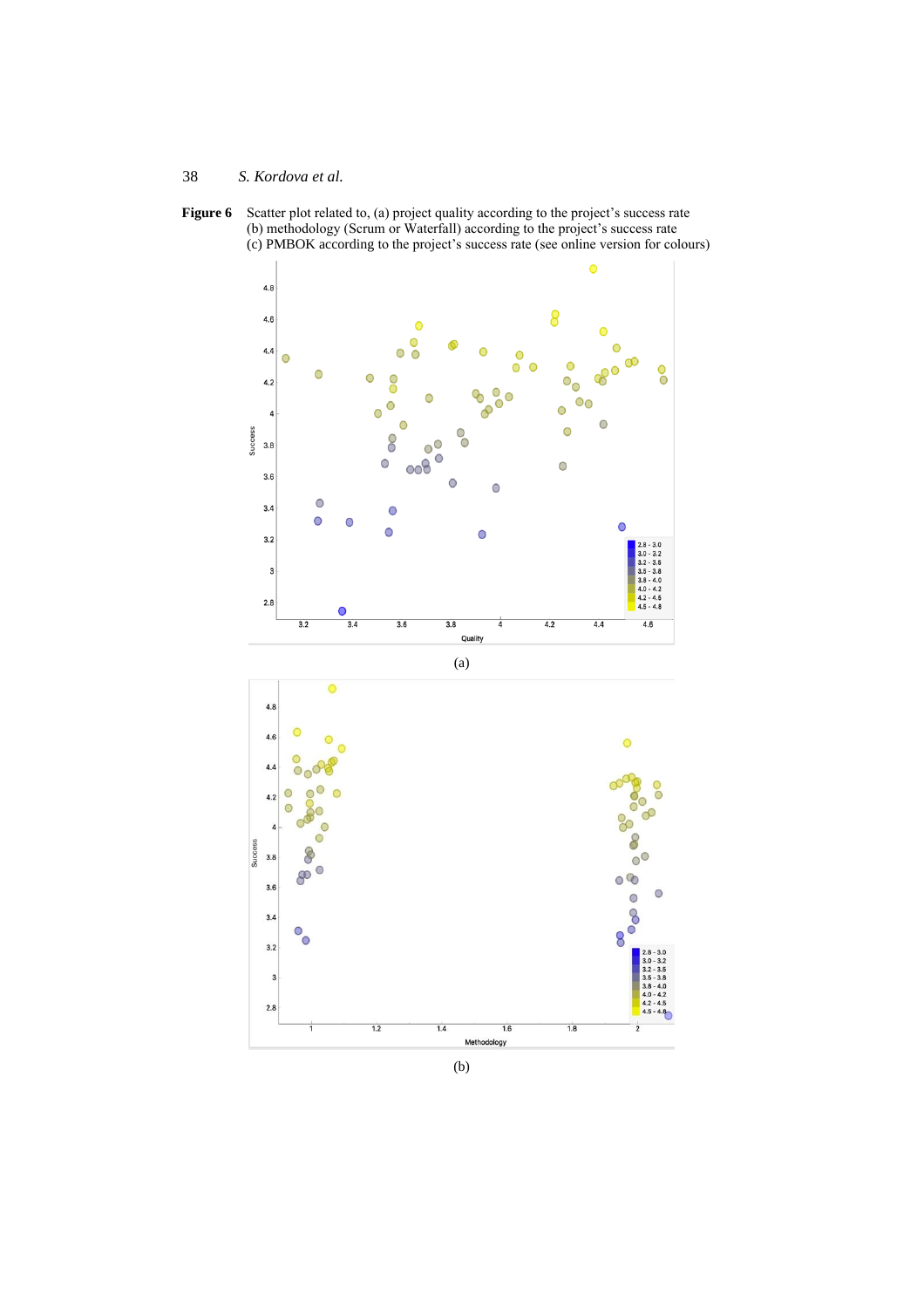**Figure 6** Scatter plot related to, (a) project quality according to the project's success rate (b) methodology (Scrum or Waterfall) according to the project's success rate (c) PMBOK according to the project's success rate (see online version for colours)

(a)

(b)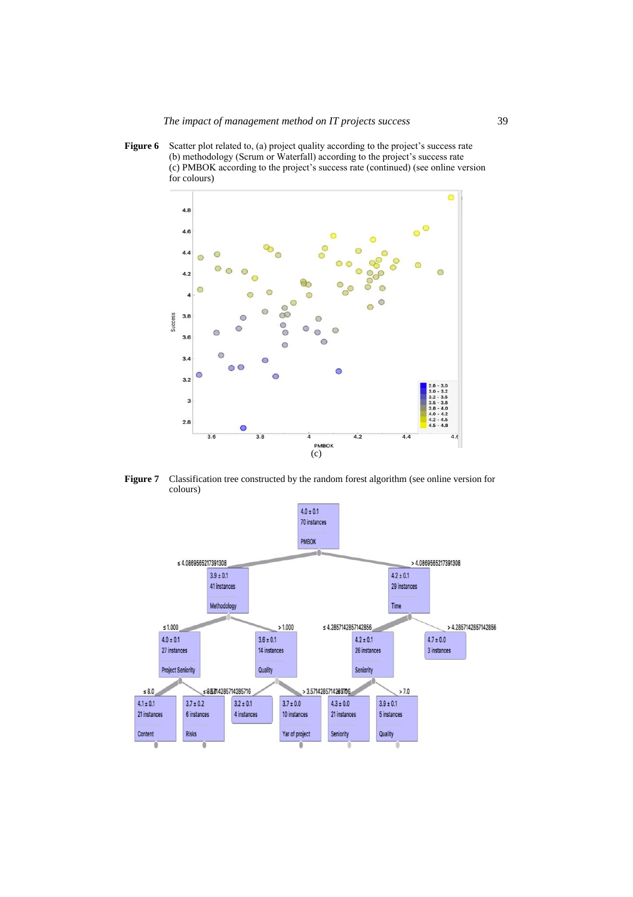**Figure 6** Scatter plot related to, (a) project quality according to the project's success rate (b) methodology (Scrum or Waterfall) according to the project's success rate (c) PMBOK according to the project's success rate (continued) (see online version for colours)

(c)

**Figure 7** Classification tree constructed by the random forest algorithm (see online version for colours)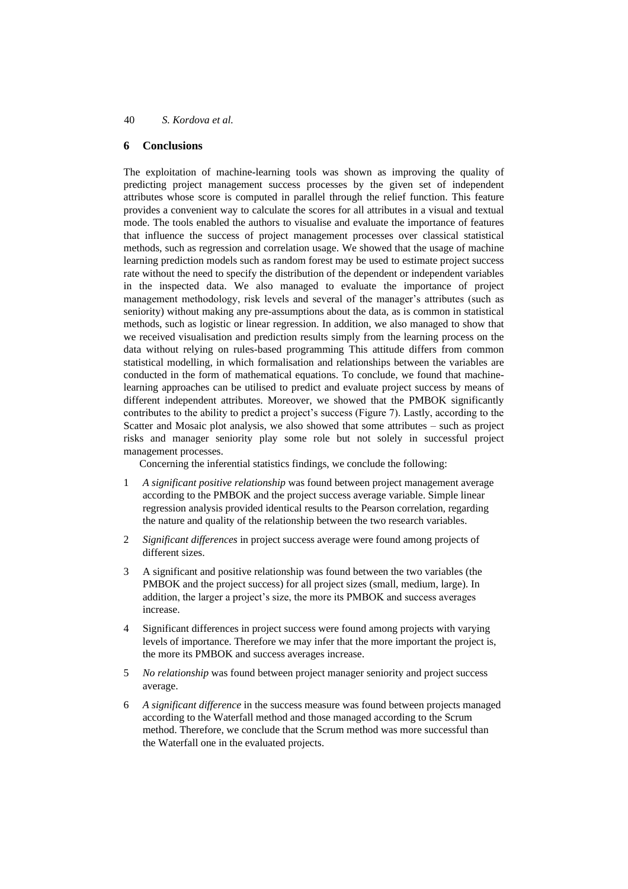## 6 Conclusions

The exploitation of machine-learning tools was shown as improving the quality of predicting project management success processes by the given set of independent attributes whose score is computed in parallel through the relief function. This feature provides a convenient way to calculate the scores for all attributes in a visual and textual mode. The tools enabled the authors to visualise and evaluate the importance of features that influence the success of project management processes over classical statistical methods, such as regression and correlation usage. We showed that the usage of machine learning prediction models such as random forest may be used to estimate project success rate without the need to specify the distribution of the dependent or independent variables in the inspected data. We also managed to evaluate the importance of project management methodology, risk levels and several of the manager's attributes (such as seniority) without making any pre-assumptions about the data, as is common in statistical methods, such as logistic or linear regression. In addition, we also managed to show that we received visualisation and prediction results simply from the learning process on the data without relying on rules-based programming This attitude differs from common statistical modelling, in which formalisation and relationships between the variables are conducted in the form of mathematical equations. To conclude, we found that machine-learning approaches can be utilised to predict and evaluate project success by means of different independent attributes. Moreover, we showed that the PMBOK significantly contributes to the ability to predict a project's success (Figure 7). Lastly, according to the Scatter and Mosaic plot analysis, we also showed that some attributes – such as project risks and manager seniority play some role but not solely in successful project management processes.

Concerning the inferential statistics findings, we conclude the following:

1. *A significant positive relationship* was found between project management average according to the PMBOK and the project success average variable. Simple linear regression analysis provided identical results to the Pearson correlation, regarding the nature and quality of the relationship between the two research variables.
2. *Significant differences* in project success average were found among projects of different sizes.
3. A significant and positive relationship was found between the two variables (the PMBOK and the project success) for all project sizes (small, medium, large). In addition, the larger a project's size, the more its PMBOK and success averages increase.
4. Significant differences in project success were found among projects with varying levels of importance. Therefore we may infer that the more important the project is, the more its PMBOK and success averages increase.
5. *No relationship* was found between project manager seniority and project success average.
6. *A significant difference* in the success measure was found between projects managed according to the Waterfall method and those managed according to the Scrum method. Therefore, we conclude that the Scrum method was more successful than the Waterfall one in the evaluated projects.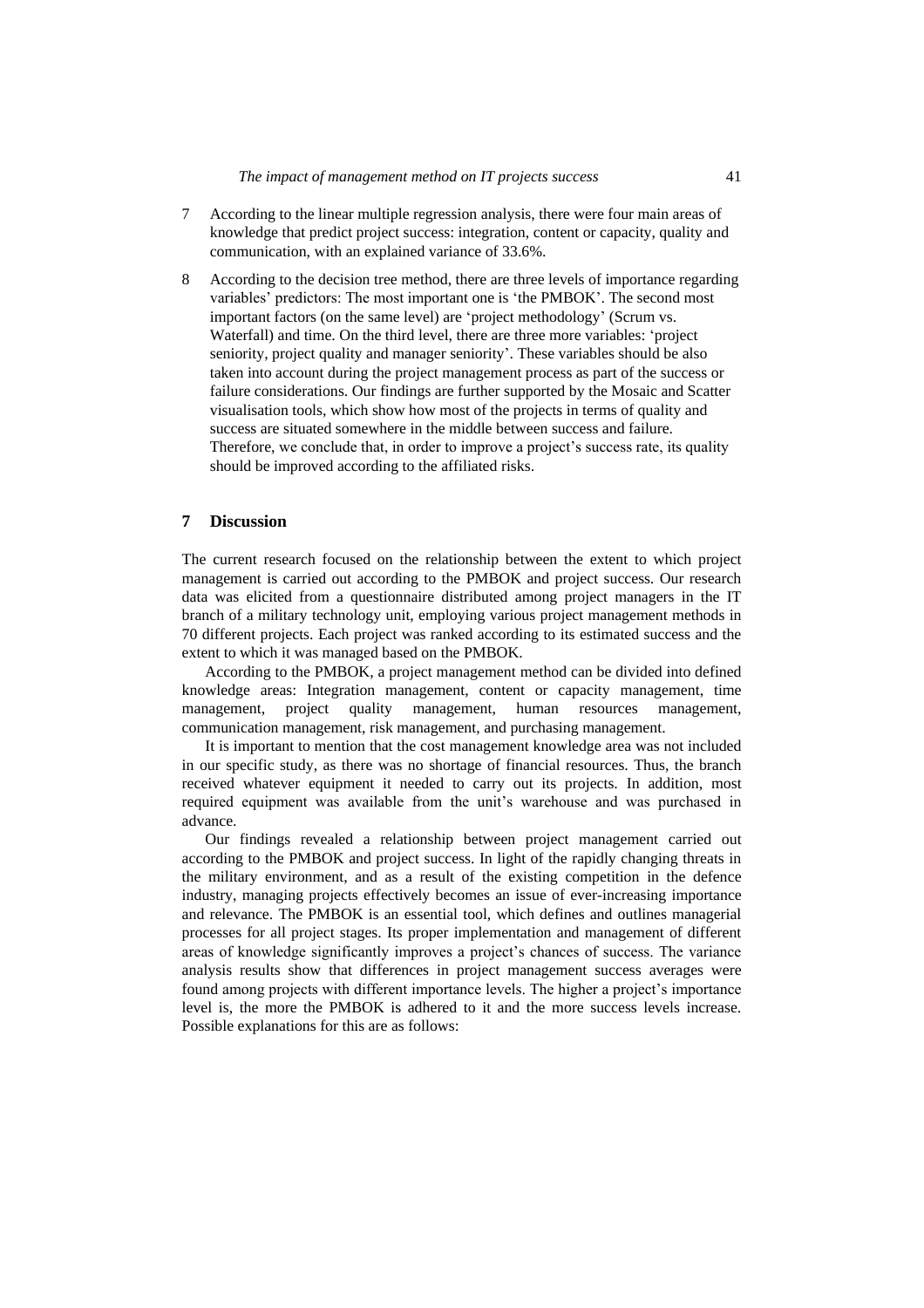7. According to the linear multiple regression analysis, there were four main areas of knowledge that predict project success: integration, content or capacity, quality and communication, with an explained variance of 33.6%.
8. According to the decision tree method, there are three levels of importance regarding variables' predictors: The most important one is 'the PMBOK'. The second most important factors (on the same level) are 'project methodology' (Scrum vs. Waterfall) and time. On the third level, there are three more variables: 'project seniority, project quality and manager seniority'. These variables should be also taken into account during the project management process as part of the success or failure considerations. Our findings are further supported by the Mosaic and Scatter visualisation tools, which show how most of the projects in terms of quality and success are situated somewhere in the middle between success and failure. Therefore, we conclude that, in order to improve a project's success rate, its quality should be improved according to the affiliated risks.

## 7 Discussion

The current research focused on the relationship between the extent to which project management is carried out according to the PMBOK and project success. Our research data was elicited from a questionnaire distributed among project managers in the IT branch of a military technology unit, employing various project management methods in 70 different projects. Each project was ranked according to its estimated success and the extent to which it was managed based on the PMBOK.

According to the PMBOK, a project management method can be divided into defined knowledge areas: Integration management, content or capacity management, time management, project quality management, human resources management, communication management, risk management, and purchasing management.

It is important to mention that the cost management knowledge area was not included in our specific study, as there was no shortage of financial resources. Thus, the branch received whatever equipment it needed to carry out its projects. In addition, most required equipment was available from the unit's warehouse and was purchased in advance.

Our findings revealed a relationship between project management carried out according to the PMBOK and project success. In light of the rapidly changing threats in the military environment, and as a result of the existing competition in the defence industry, managing projects effectively becomes an issue of ever-increasing importance and relevance. The PMBOK is an essential tool, which defines and outlines managerial processes for all project stages. Its proper implementation and management of different areas of knowledge significantly improves a project's chances of success. The variance analysis results show that differences in project management success averages were found among projects with different importance levels. The higher a project's importance level is, the more the PMBOK is adhered to it and the more success levels increase. Possible explanations for this are as follows: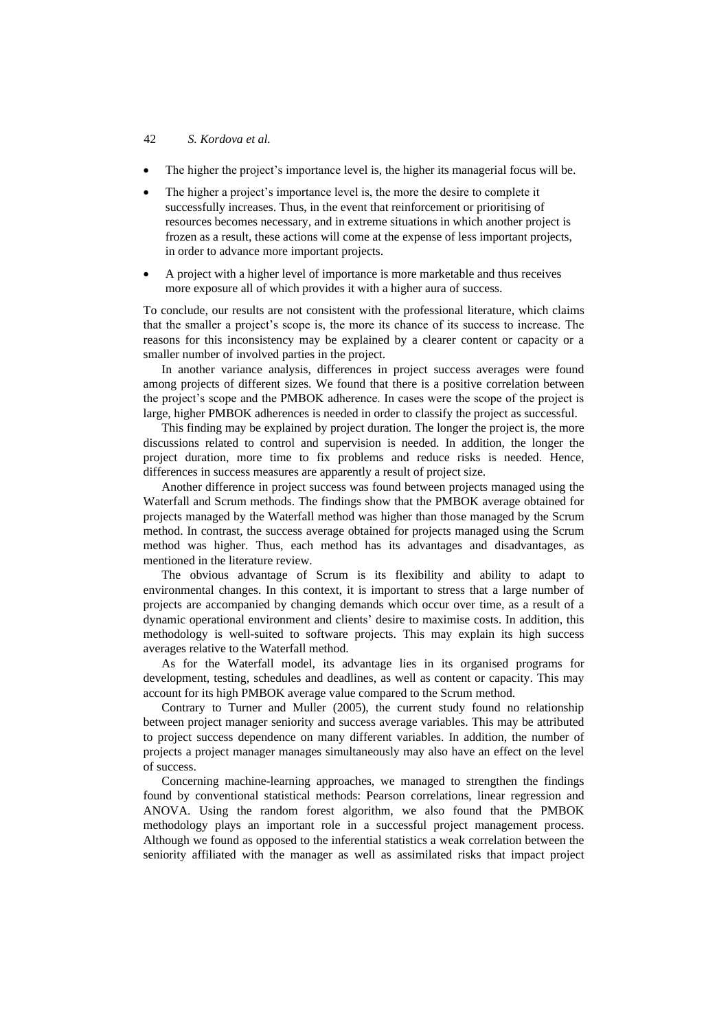- The higher the project's importance level is, the higher its managerial focus will be.
- The higher a project's importance level is, the more the desire to complete it successfully increases. Thus, in the event that reinforcement or prioritising of resources becomes necessary, and in extreme situations in which another project is frozen as a result, these actions will come at the expense of less important projects, in order to advance more important projects.
- A project with a higher level of importance is more marketable and thus receives more exposure all of which provides it with a higher aura of success.

To conclude, our results are not consistent with the professional literature, which claims that the smaller a project's scope is, the more its chance of its success to increase. The reasons for this inconsistency may be explained by a clearer content or capacity or a smaller number of involved parties in the project.

In another variance analysis, differences in project success averages were found among projects of different sizes. We found that there is a positive correlation between the project's scope and the PMBOK adherence. In cases were the scope of the project is large, higher PMBOK adherences is needed in order to classify the project as successful.

This finding may be explained by project duration. The longer the project is, the more discussions related to control and supervision is needed. In addition, the longer the project duration, more time to fix problems and reduce risks is needed. Hence, differences in success measures are apparently a result of project size.

Another difference in project success was found between projects managed using the Waterfall and Scrum methods. The findings show that the PMBOK average obtained for projects managed by the Waterfall method was higher than those managed by the Scrum method. In contrast, the success average obtained for projects managed using the Scrum method was higher. Thus, each method has its advantages and disadvantages, as mentioned in the literature review.

The obvious advantage of Scrum is its flexibility and ability to adapt to environmental changes. In this context, it is important to stress that a large number of projects are accompanied by changing demands which occur over time, as a result of a dynamic operational environment and clients' desire to maximise costs. In addition, this methodology is well-suited to software projects. This may explain its high success averages relative to the Waterfall method.

As for the Waterfall model, its advantage lies in its organised programs for development, testing, schedules and deadlines, as well as content or capacity. This may account for its high PMBOK average value compared to the Scrum method.

Contrary to Turner and Muller (2005), the current study found no relationship between project manager seniority and success average variables. This may be attributed to project success dependence on many different variables. In addition, the number of projects a project manager manages simultaneously may also have an effect on the level of success.

Concerning machine-learning approaches, we managed to strengthen the findings found by conventional statistical methods: Pearson correlations, linear regression and ANOVA. Using the random forest algorithm, we also found that the PMBOK methodology plays an important role in a successful project management process. Although we found as opposed to the inferential statistics a weak correlation between the seniority affiliated with the manager as well as assimilated risks that impact project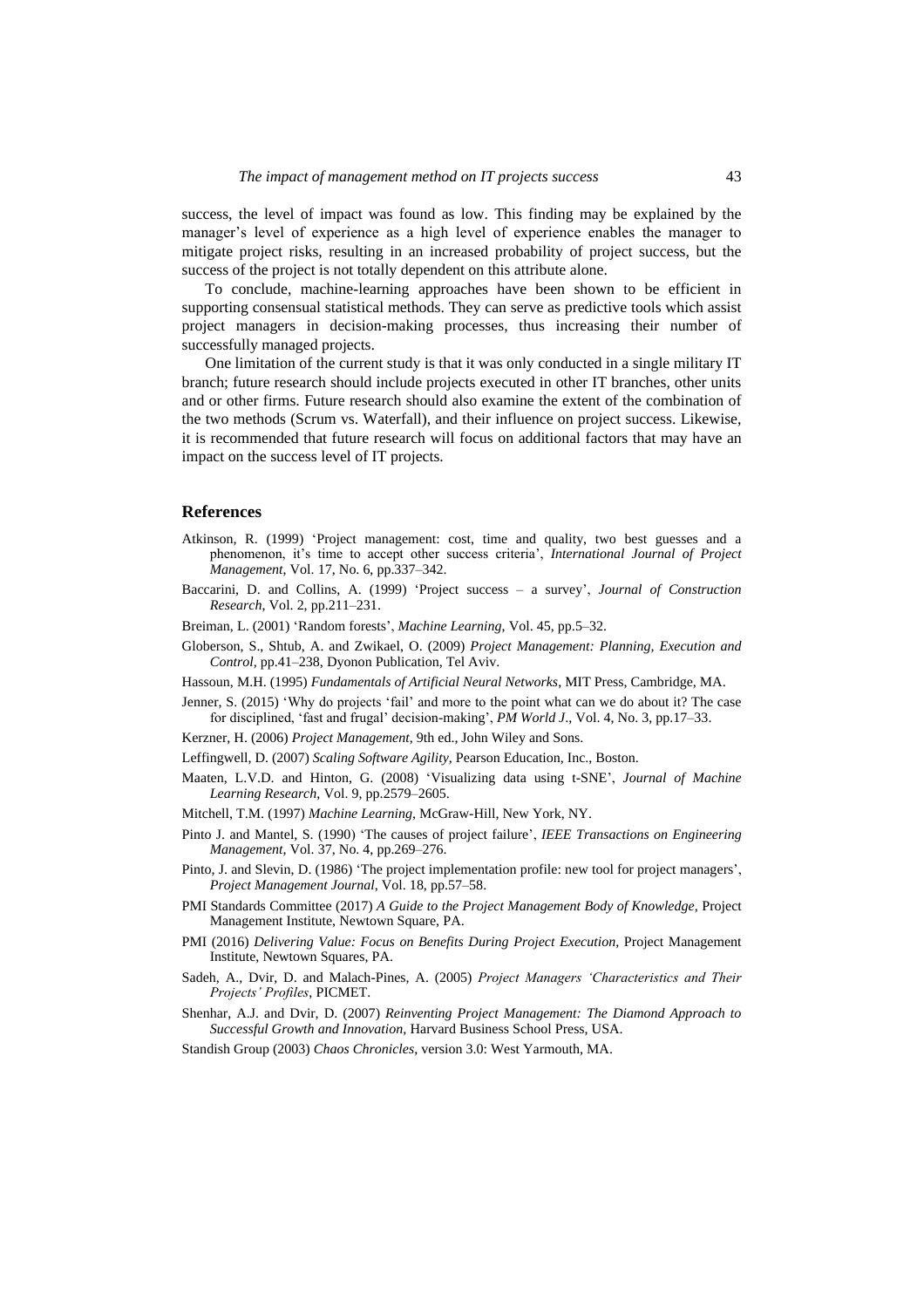success, the level of impact was found as low. This finding may be explained by the manager's level of experience as a high level of experience enables the manager to mitigate project risks, resulting in an increased probability of project success, but the success of the project is not totally dependent on this attribute alone.

To conclude, machine-learning approaches have been shown to be efficient in supporting consensual statistical methods. They can serve as predictive tools which assist project managers in decision-making processes, thus increasing their number of successfully managed projects.

One limitation of the current study is that it was only conducted in a single military IT branch; future research should include projects executed in other IT branches, other units and or other firms. Future research should also examine the extent of the combination of the two methods (Scrum vs. Waterfall), and their influence on project success. Likewise, it is recommended that future research will focus on additional factors that may have an impact on the success level of IT projects.

## References

Atkinson, R. (1999) 'Project management: cost, time and quality, two best guesses and a phenomenon, it's time to accept other success criteria', *International Journal of Project Management*, Vol. 17, No. 6, pp.337–342.

Baccarini, D. and Collins, A. (1999) 'Project success – a survey', *Journal of Construction Research*, Vol. 2, pp.211–231.

Breiman, L. (2001) 'Random forests', *Machine Learning*, Vol. 45, pp.5–32.

Globerson, S., Shtub, A. and Zwikael, O. (2009) *Project Management: Planning, Execution and Control*, pp.41–238, Dyonon Publication, Tel Aviv.

Hassoun, M.H. (1995) *Fundamentals of Artificial Neural Networks*, MIT Press, Cambridge, MA.

Jenner, S. (2015) 'Why do projects 'fail' and more to the point what can we do about it? The case for disciplined, 'fast and frugal' decision-making', *PM World J.*, Vol. 4, No. 3, pp.17–33.

Kerzner, H. (2006) *Project Management*, 9th ed., John Wiley and Sons.

Leffingwell, D. (2007) *Scaling Software Agility*, Pearson Education, Inc., Boston.

Maaten, L.V.D. and Hinton, G. (2008) 'Visualizing data using t-SNE', *Journal of Machine Learning Research*, Vol. 9, pp.2579–2605.

Mitchell, T.M. (1997) *Machine Learning*, McGraw-Hill, New York, NY.

Pinto J. and Mantel, S. (1990) 'The causes of project failure', *IEEE Transactions on Engineering Management*, Vol. 37, No. 4, pp.269–276.

Pinto, J. and Slevin, D. (1986) 'The project implementation profile: new tool for project managers', *Project Management Journal*, Vol. 18, pp.57–58.

PMI Standards Committee (2017) *A Guide to the Project Management Body of Knowledge*, Project Management Institute, Newtown Square, PA.

PMI (2016) *Delivering Value: Focus on Benefits During Project Execution*, Project Management Institute, Newtown Squares, PA.

Sadeh, A., Dvir, D. and Malach-Pines, A. (2005) *Project Managers 'Characteristics and Their Projects' Profiles*, PICMET.

Shenhar, A.J. and Dvir, D. (2007) *Reinventing Project Management: The Diamond Approach to Successful Growth and Innovation*, Harvard Business School Press, USA.

Standish Group (2003) *Chaos Chronicles*, version 3.0: West Yarmouth, MA.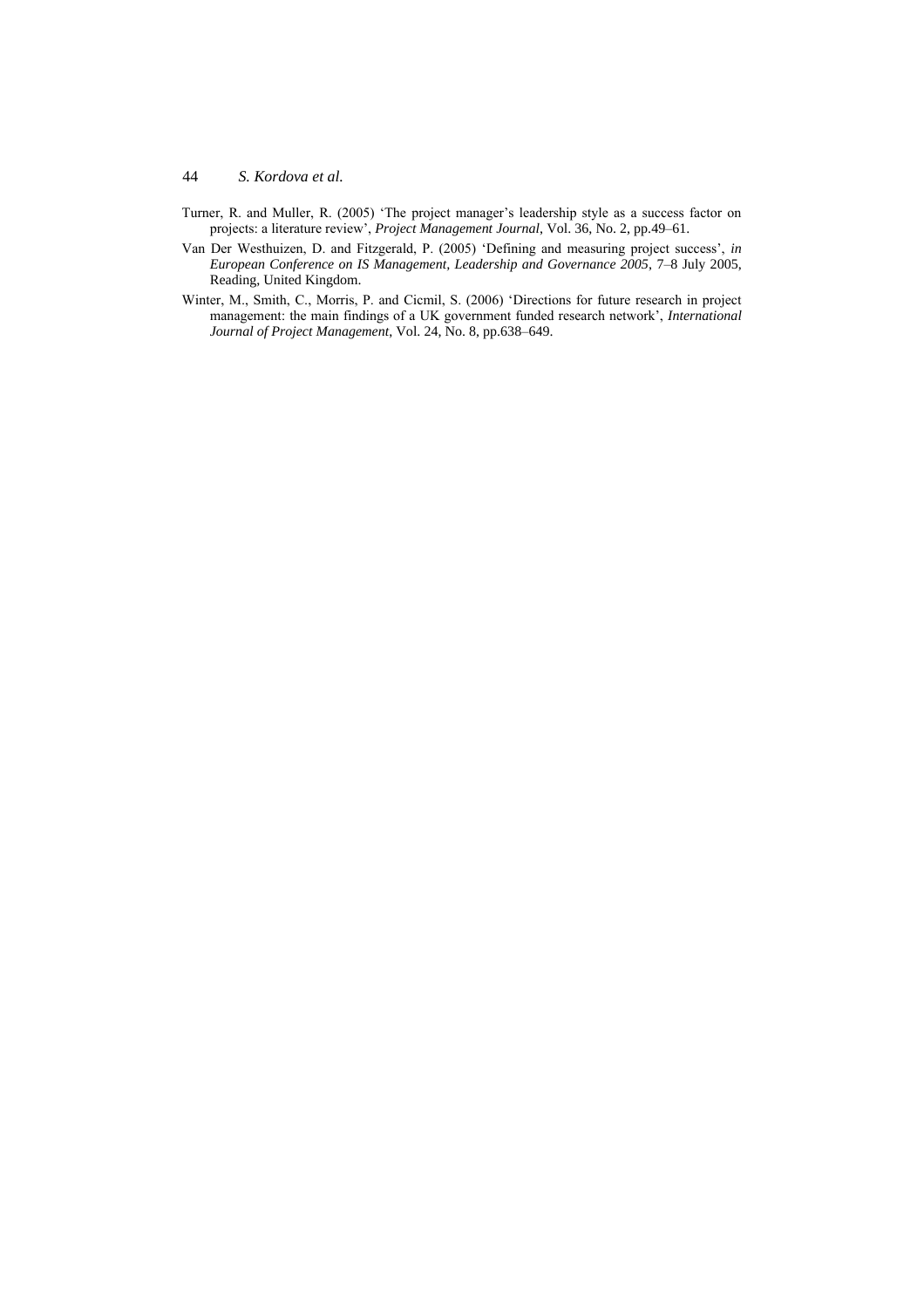Turner, R. and Muller, R. (2005) ‘The project manager’s leadership style as a success factor on projects: a literature review’, *Project Management Journal*, Vol. 36, No. 2, pp.49–61.

Van Der Westhuizen, D. and Fitzgerald, P. (2005) ‘Defining and measuring project success’, *in European Conference on IS Management, Leadership and Governance 2005*, 7–8 July 2005, Reading, United Kingdom.

Winter, M., Smith, C., Morris, P. and Cicmil, S. (2006) ‘Directions for future research in project management: the main findings of a UK government funded research network’, *International Journal of Project Management*, Vol. 24, No. 8, pp.638–649.